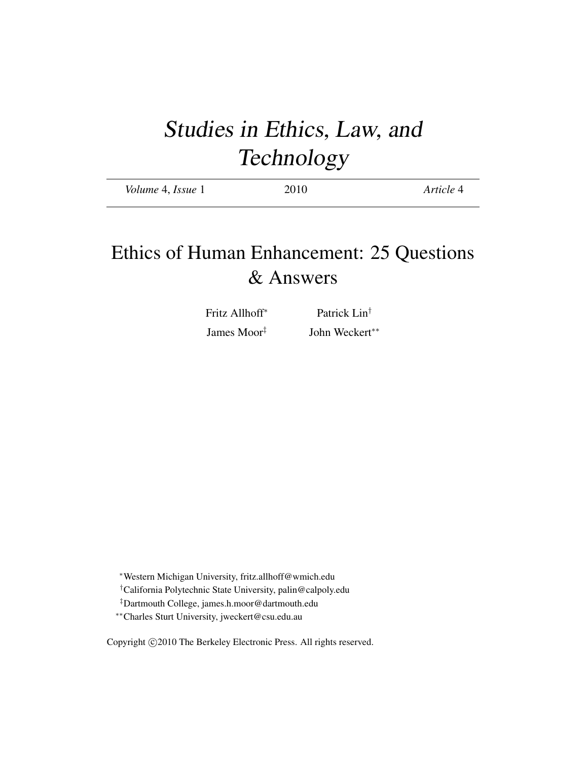# *Studies in Ethics, Law, and Technology*

*Volume* 4, *Issue* 1 — 2010 — *Article* 4

## Ethics of Human Enhancement: 25 Questions & Answers

Fritz Allhoff[*] Patrick Lin[†]

James Moor[‡] John Weckert[**]

[*]Western Michigan University, fritz.allhoff@wmich.edu

[†]California Polytechnic State University, palin@calpoly.edu

[‡]Dartmouth College, james.h.moor@dartmouth.edu

[**]Charles Sturt University, jweckert@csu.edu.au

Copyright ©2010 The Berkeley Electronic Press. All rights reserved.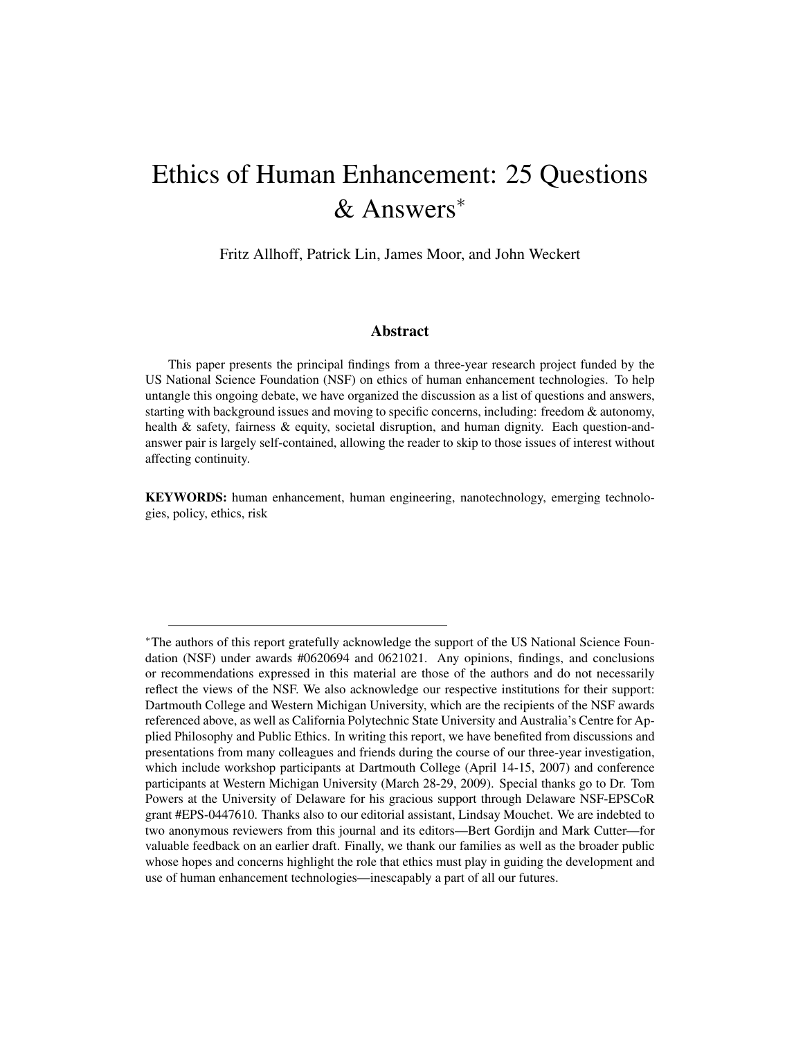# Ethics of Human Enhancement: 25 Questions & Answers*

Fritz Allhoff, Patrick Lin, James Moor, and John Weckert

## Abstract

This paper presents the principal findings from a three-year research project funded by the US National Science Foundation (NSF) on ethics of human enhancement technologies. To help untangle this ongoing debate, we have organized the discussion as a list of questions and answers, starting with background issues and moving to specific concerns, including: freedom & autonomy, health & safety, fairness & equity, societal disruption, and human dignity. Each question-and-answer pair is largely self-contained, allowing the reader to skip to those issues of interest without affecting continuity.

**KEYWORDS:** human enhancement, human engineering, nanotechnology, emerging technologies, policy, ethics, risk

---

*The authors of this report gratefully acknowledge the support of the US National Science Foundation (NSF) under awards #0620694 and 0621021. Any opinions, findings, and conclusions or recommendations expressed in this material are those of the authors and do not necessarily reflect the views of the NSF. We also acknowledge our respective institutions for their support: Dartmouth College and Western Michigan University, which are the recipients of the NSF awards referenced above, as well as California Polytechnic State University and Australia's Centre for Applied Philosophy and Public Ethics. In writing this report, we have benefited from discussions and presentations from many colleagues and friends during the course of our three-year investigation, which include workshop participants at Dartmouth College (April 14-15, 2007) and conference participants at Western Michigan University (March 28-29, 2009). Special thanks go to Dr. Tom Powers at the University of Delaware for his gracious support through Delaware NSF-EPSCoR grant #EPS-0447610. Thanks also to our editorial assistant, Lindsay Mouchet. We are indebted to two anonymous reviewers from this journal and its editors—Bert Gordijn and Mark Cutter—for valuable feedback on an earlier draft. Finally, we thank our families as well as the broader public whose hopes and concerns highlight the role that ethics must play in guiding the development and use of human enhancement technologies—inescapably a part of all our futures.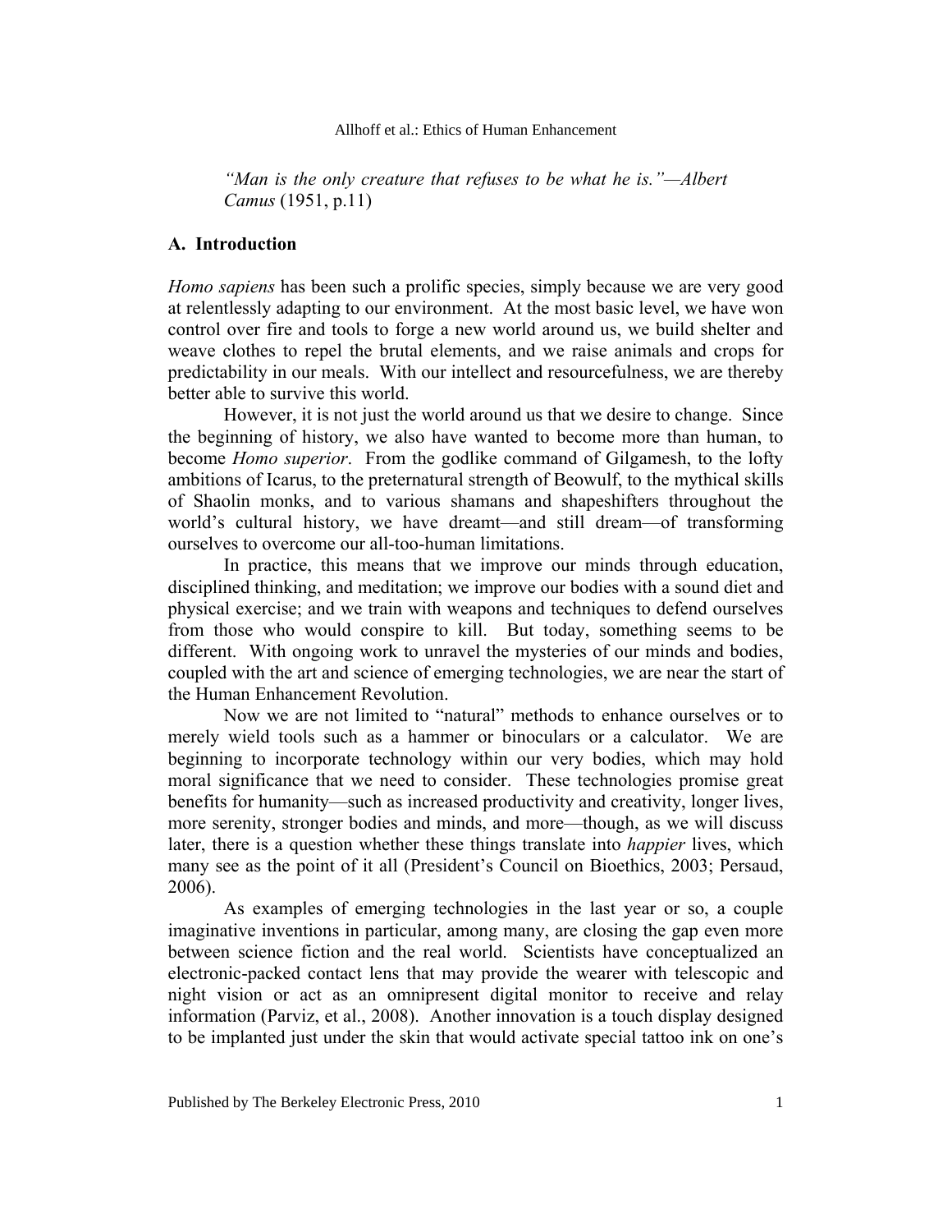*"Man is the only creature that refuses to be what he is."—Albert Camus* (1951, p.11)

## A. Introduction

*Homo sapiens* has been such a prolific species, simply because we are very good at relentlessly adapting to our environment. At the most basic level, we have won control over fire and tools to forge a new world around us, we build shelter and weave clothes to repel the brutal elements, and we raise animals and crops for predictability in our meals. With our intellect and resourcefulness, we are thereby better able to survive this world.

However, it is not just the world around us that we desire to change. Since the beginning of history, we also have wanted to become more than human, to become *Homo superior*. From the godlike command of Gilgamesh, to the lofty ambitions of Icarus, to the preternatural strength of Beowulf, to the mythical skills of Shaolin monks, and to various shamans and shapeshifters throughout the world's cultural history, we have dreamt—and still dream—of transforming ourselves to overcome our all-too-human limitations.

In practice, this means that we improve our minds through education, disciplined thinking, and meditation; we improve our bodies with a sound diet and physical exercise; and we train with weapons and techniques to defend ourselves from those who would conspire to kill. But today, something seems to be different. With ongoing work to unravel the mysteries of our minds and bodies, coupled with the art and science of emerging technologies, we are near the start of the Human Enhancement Revolution.

Now we are not limited to "natural" methods to enhance ourselves or to merely wield tools such as a hammer or binoculars or a calculator. We are beginning to incorporate technology within our very bodies, which may hold moral significance that we need to consider. These technologies promise great benefits for humanity—such as increased productivity and creativity, longer lives, more serenity, stronger bodies and minds, and more—though, as we will discuss later, there is a question whether these things translate into *happier* lives, which many see as the point of it all (President's Council on Bioethics, 2003; Persaud, 2006).

As examples of emerging technologies in the last year or so, a couple imaginative inventions in particular, among many, are closing the gap even more between science fiction and the real world. Scientists have conceptualized an electronic-packed contact lens that may provide the wearer with telescopic and night vision or act as an omnipresent digital monitor to receive and relay information (Parviz, et al., 2008). Another innovation is a touch display designed to be implanted just under the skin that would activate special tattoo ink on one's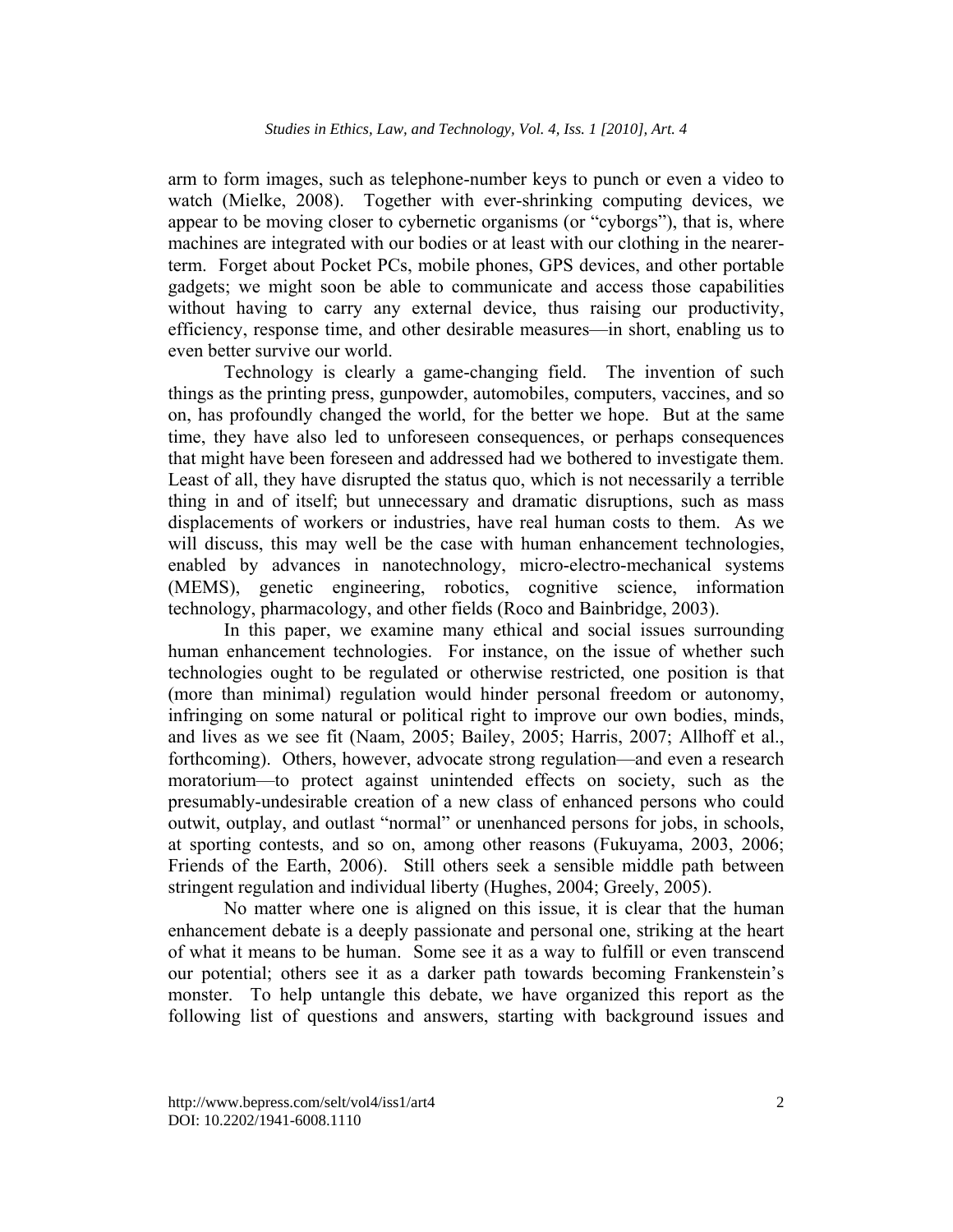arm to form images, such as telephone-number keys to punch or even a video to watch (Mielke, 2008). Together with ever-shrinking computing devices, we appear to be moving closer to cybernetic organisms (or "cyborgs"), that is, where machines are integrated with our bodies or at least with our clothing in the nearer-term. Forget about Pocket PCs, mobile phones, GPS devices, and other portable gadgets; we might soon be able to communicate and access those capabilities without having to carry any external device, thus raising our productivity, efficiency, response time, and other desirable measures—in short, enabling us to even better survive our world.

Technology is clearly a game-changing field. The invention of such things as the printing press, gunpowder, automobiles, computers, vaccines, and so on, has profoundly changed the world, for the better we hope. But at the same time, they have also led to unforeseen consequences, or perhaps consequences that might have been foreseen and addressed had we bothered to investigate them. Least of all, they have disrupted the status quo, which is not necessarily a terrible thing in and of itself; but unnecessary and dramatic disruptions, such as mass displacements of workers or industries, have real human costs to them. As we will discuss, this may well be the case with human enhancement technologies, enabled by advances in nanotechnology, micro-electro-mechanical systems (MEMS), genetic engineering, robotics, cognitive science, information technology, pharmacology, and other fields (Roco and Bainbridge, 2003).

In this paper, we examine many ethical and social issues surrounding human enhancement technologies. For instance, on the issue of whether such technologies ought to be regulated or otherwise restricted, one position is that (more than minimal) regulation would hinder personal freedom or autonomy, infringing on some natural or political right to improve our own bodies, minds, and lives as we see fit (Naam, 2005; Bailey, 2005; Harris, 2007; Allhoff et al., forthcoming). Others, however, advocate strong regulation—and even a research moratorium—to protect against unintended effects on society, such as the presumably-undesirable creation of a new class of enhanced persons who could outwit, outplay, and outlast "normal" or unenhanced persons for jobs, in schools, at sporting contests, and so on, among other reasons (Fukuyama, 2003, 2006; Friends of the Earth, 2006). Still others seek a sensible middle path between stringent regulation and individual liberty (Hughes, 2004; Greely, 2005).

No matter where one is aligned on this issue, it is clear that the human enhancement debate is a deeply passionate and personal one, striking at the heart of what it means to be human. Some see it as a way to fulfill or even transcend our potential; others see it as a darker path towards becoming Frankenstein's monster. To help untangle this debate, we have organized this report as the following list of questions and answers, starting with background issues and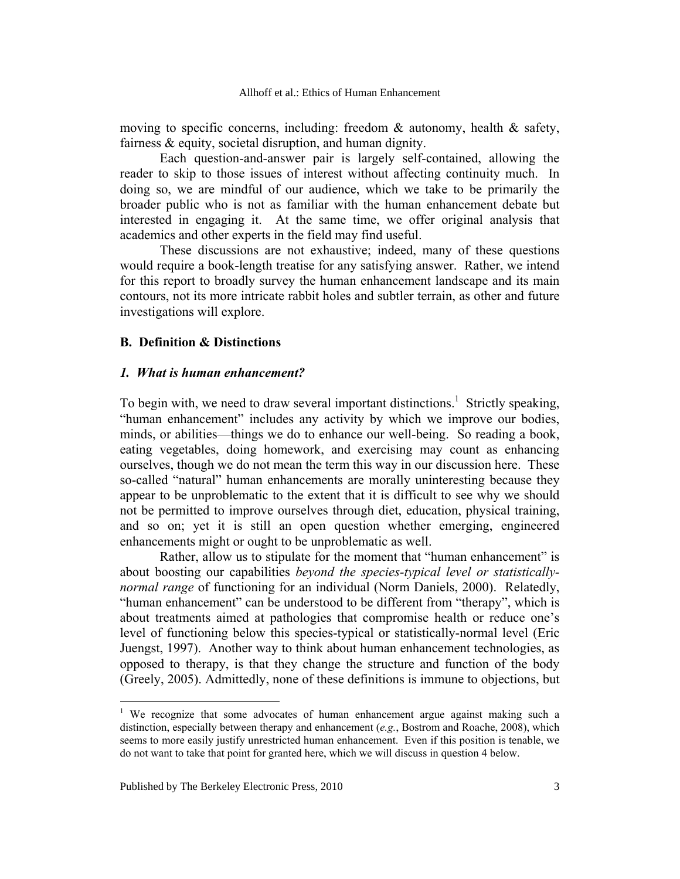moving to specific concerns, including: freedom & autonomy, health & safety, fairness & equity, societal disruption, and human dignity.

Each question-and-answer pair is largely self-contained, allowing the reader to skip to those issues of interest without affecting continuity much. In doing so, we are mindful of our audience, which we take to be primarily the broader public who is not as familiar with the human enhancement debate but interested in engaging it. At the same time, we offer original analysis that academics and other experts in the field may find useful.

These discussions are not exhaustive; indeed, many of these questions would require a book-length treatise for any satisfying answer. Rather, we intend for this report to broadly survey the human enhancement landscape and its main contours, not its more intricate rabbit holes and subtler terrain, as other and future investigations will explore.

### B. Definition & Distinctions

#### *1. What is human enhancement?*

To begin with, we need to draw several important distinctions.[1] Strictly speaking, "human enhancement" includes any activity by which we improve our bodies, minds, or abilities—things we do to enhance our well-being. So reading a book, eating vegetables, doing homework, and exercising may count as enhancing ourselves, though we do not mean the term this way in our discussion here. These so-called "natural" human enhancements are morally uninteresting because they appear to be unproblematic to the extent that it is difficult to see why we should not be permitted to improve ourselves through diet, education, physical training, and so on; yet it is still an open question whether emerging, engineered enhancements might or ought to be unproblematic as well.

Rather, allow us to stipulate for the moment that "human enhancement" is about boosting our capabilities *beyond the species-typical level or statistically-normal range* of functioning for an individual (Norm Daniels, 2000). Relatedly, "human enhancement" can be understood to be different from "therapy", which is about treatments aimed at pathologies that compromise health or reduce one's level of functioning below this species-typical or statistically-normal level (Eric Juengst, 1997). Another way to think about human enhancement technologies, as opposed to therapy, is that they change the structure and function of the body (Greely, 2005). Admittedly, none of these definitions is immune to objections, but

[1] We recognize that some advocates of human enhancement argue against making such a distinction, especially between therapy and enhancement (*e.g.*, Bostrom and Roache, 2008), which seems to more easily justify unrestricted human enhancement. Even if this position is tenable, we do not want to take that point for granted here, which we will discuss in question 4 below.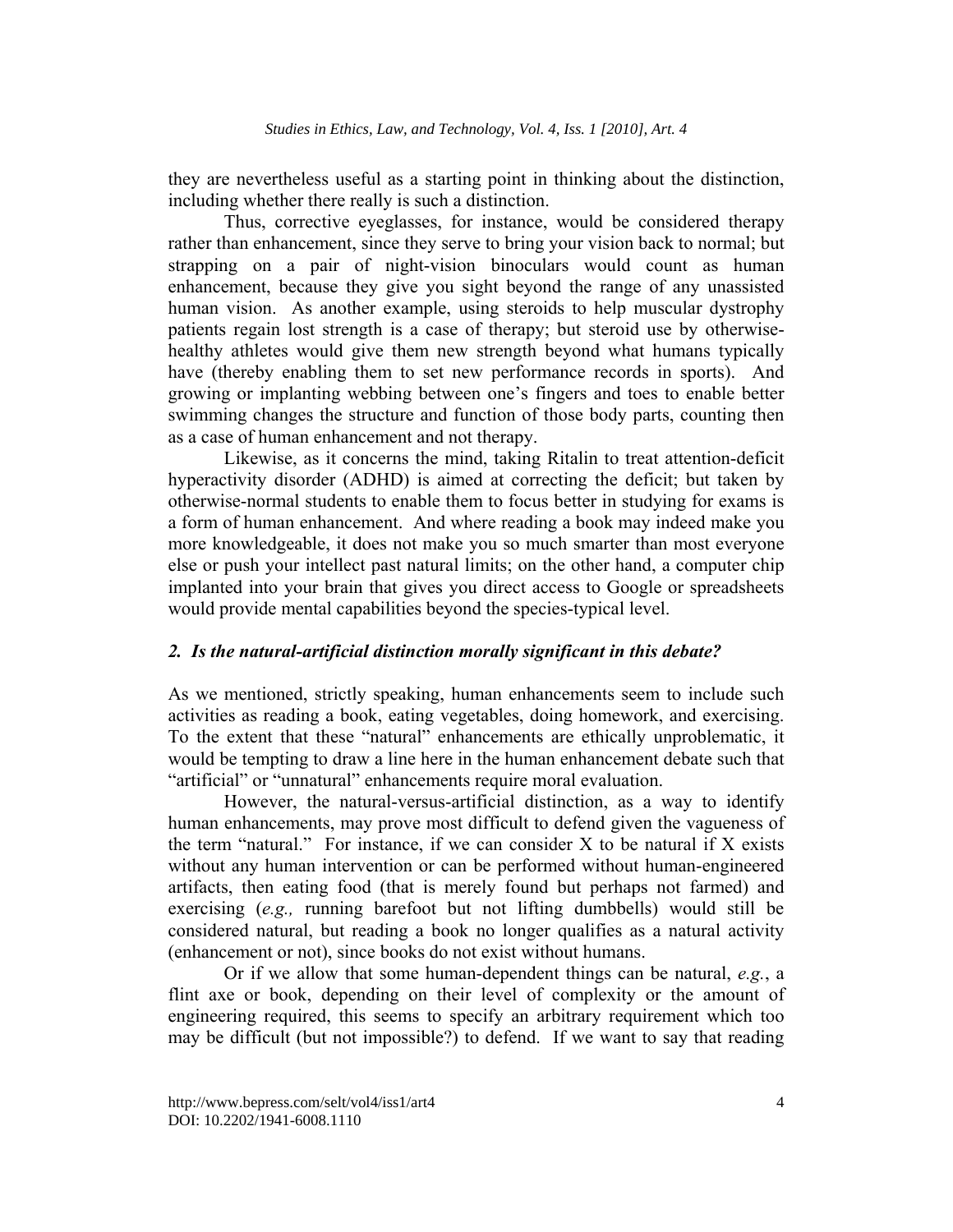they are nevertheless useful as a starting point in thinking about the distinction, including whether there really is such a distinction.

Thus, corrective eyeglasses, for instance, would be considered therapy rather than enhancement, since they serve to bring your vision back to normal; but strapping on a pair of night-vision binoculars would count as human enhancement, because they give you sight beyond the range of any unassisted human vision. As another example, using steroids to help muscular dystrophy patients regain lost strength is a case of therapy; but steroid use by otherwise-healthy athletes would give them new strength beyond what humans typically have (thereby enabling them to set new performance records in sports). And growing or implanting webbing between one's fingers and toes to enable better swimming changes the structure and function of those body parts, counting then as a case of human enhancement and not therapy.

Likewise, as it concerns the mind, taking Ritalin to treat attention-deficit hyperactivity disorder (ADHD) is aimed at correcting the deficit; but taken by otherwise-normal students to enable them to focus better in studying for exams is a form of human enhancement. And where reading a book may indeed make you more knowledgeable, it does not make you so much smarter than most everyone else or push your intellect past natural limits; on the other hand, a computer chip implanted into your brain that gives you direct access to Google or spreadsheets would provide mental capabilities beyond the species-typical level.

### *2. Is the natural-artificial distinction morally significant in this debate?*

As we mentioned, strictly speaking, human enhancements seem to include such activities as reading a book, eating vegetables, doing homework, and exercising. To the extent that these "natural" enhancements are ethically unproblematic, it would be tempting to draw a line here in the human enhancement debate such that "artificial" or "unnatural" enhancements require moral evaluation.

However, the natural-versus-artificial distinction, as a way to identify human enhancements, may prove most difficult to defend given the vagueness of the term "natural." For instance, if we can consider X to be natural if X exists without any human intervention or can be performed without human-engineered artifacts, then eating food (that is merely found but perhaps not farmed) and exercising (*e.g.,* running barefoot but not lifting dumbbells) would still be considered natural, but reading a book no longer qualifies as a natural activity (enhancement or not), since books do not exist without humans.

Or if we allow that some human-dependent things can be natural, *e.g.*, a flint axe or book, depending on their level of complexity or the amount of engineering required, this seems to specify an arbitrary requirement which too may be difficult (but not impossible?) to defend. If we want to say that reading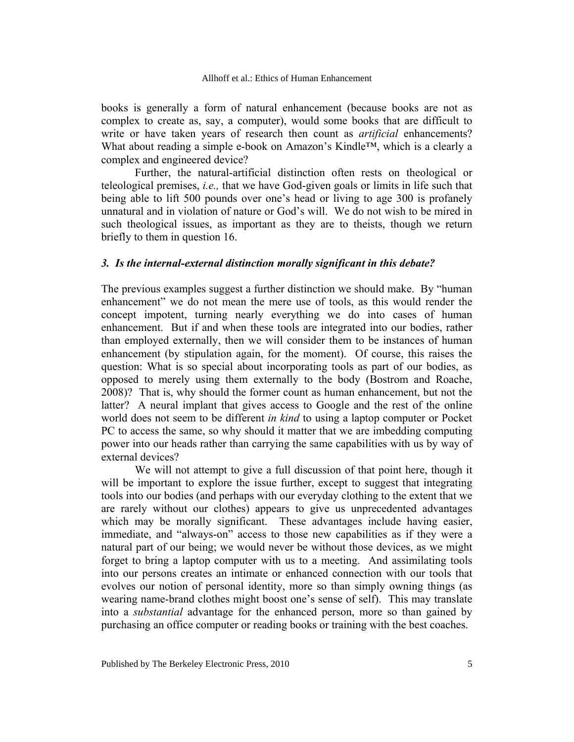books is generally a form of natural enhancement (because books are not as complex to create as, say, a computer), would some books that are difficult to write or have taken years of research then count as *artificial* enhancements? What about reading a simple e-book on Amazon's Kindle™, which is a clearly a complex and engineered device?

Further, the natural-artificial distinction often rests on theological or teleological premises, *i.e.,* that we have God-given goals or limits in life such that being able to lift 500 pounds over one's head or living to age 300 is profanely unnatural and in violation of nature or God's will. We do not wish to be mired in such theological issues, as important as they are to theists, though we return briefly to them in question 16.

### *3. Is the internal-external distinction morally significant in this debate?*

The previous examples suggest a further distinction we should make. By "human enhancement" we do not mean the mere use of tools, as this would render the concept impotent, turning nearly everything we do into cases of human enhancement. But if and when these tools are integrated into our bodies, rather than employed externally, then we will consider them to be instances of human enhancement (by stipulation again, for the moment). Of course, this raises the question: What is so special about incorporating tools as part of our bodies, as opposed to merely using them externally to the body (Bostrom and Roache, 2008)? That is, why should the former count as human enhancement, but not the latter? A neural implant that gives access to Google and the rest of the online world does not seem to be different *in kind* to using a laptop computer or Pocket PC to access the same, so why should it matter that we are imbedding computing power into our heads rather than carrying the same capabilities with us by way of external devices?

We will not attempt to give a full discussion of that point here, though it will be important to explore the issue further, except to suggest that integrating tools into our bodies (and perhaps with our everyday clothing to the extent that we are rarely without our clothes) appears to give us unprecedented advantages which may be morally significant. These advantages include having easier, immediate, and "always-on" access to those new capabilities as if they were a natural part of our being; we would never be without those devices, as we might forget to bring a laptop computer with us to a meeting. And assimilating tools into our persons creates an intimate or enhanced connection with our tools that evolves our notion of personal identity, more so than simply owning things (as wearing name-brand clothes might boost one's sense of self). This may translate into a *substantial* advantage for the enhanced person, more so than gained by purchasing an office computer or reading books or training with the best coaches.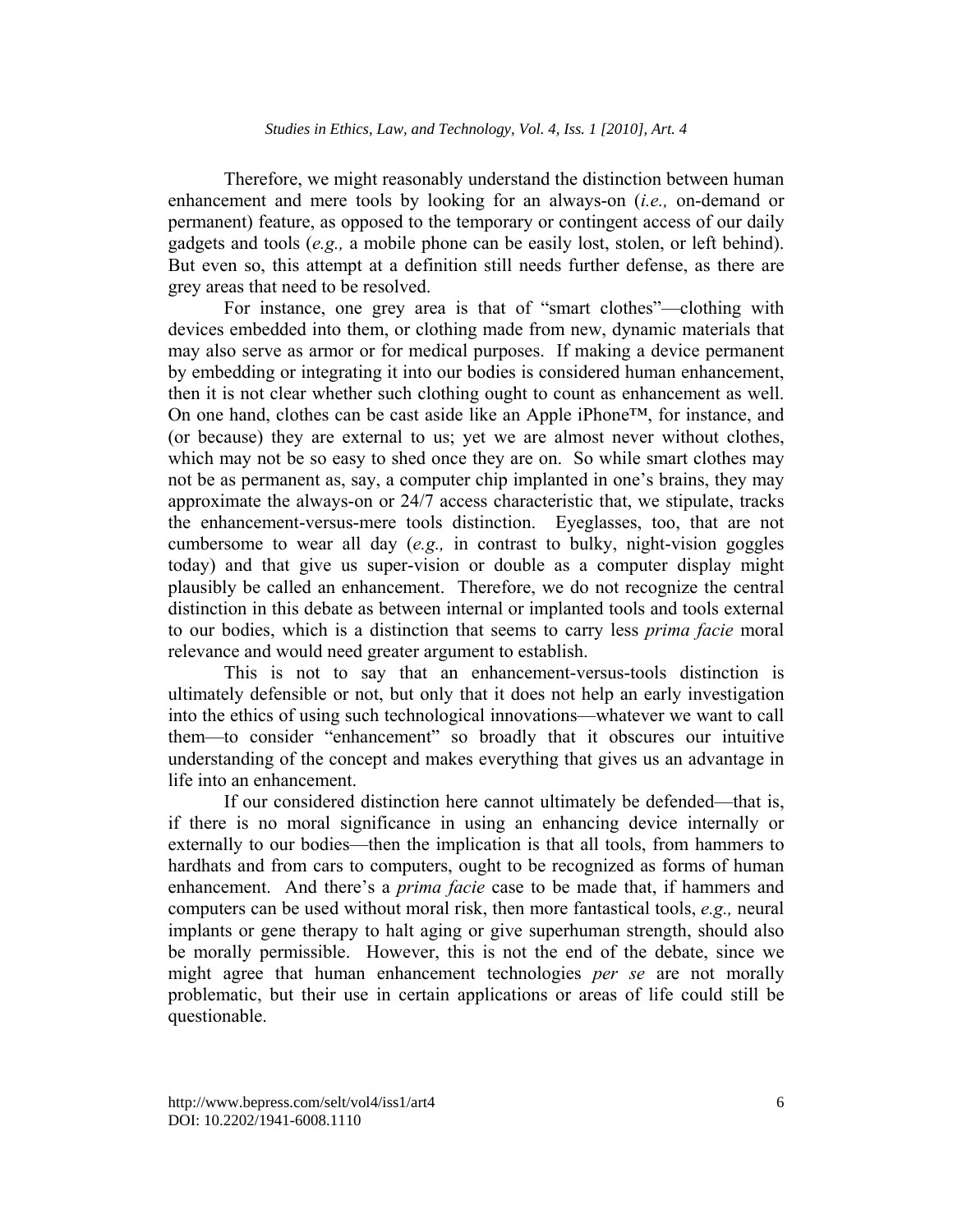Therefore, we might reasonably understand the distinction between human enhancement and mere tools by looking for an always-on (*i.e.,* on-demand or permanent) feature, as opposed to the temporary or contingent access of our daily gadgets and tools (*e.g.,* a mobile phone can be easily lost, stolen, or left behind). But even so, this attempt at a definition still needs further defense, as there are grey areas that need to be resolved.

For instance, one grey area is that of "smart clothes"—clothing with devices embedded into them, or clothing made from new, dynamic materials that may also serve as armor or for medical purposes. If making a device permanent by embedding or integrating it into our bodies is considered human enhancement, then it is not clear whether such clothing ought to count as enhancement as well. On one hand, clothes can be cast aside like an Apple iPhone™, for instance, and (or because) they are external to us; yet we are almost never without clothes, which may not be so easy to shed once they are on. So while smart clothes may not be as permanent as, say, a computer chip implanted in one's brains, they may approximate the always-on or 24/7 access characteristic that, we stipulate, tracks the enhancement-versus-mere tools distinction. Eyeglasses, too, that are not cumbersome to wear all day (*e.g.,* in contrast to bulky, night-vision goggles today) and that give us super-vision or double as a computer display might plausibly be called an enhancement. Therefore, we do not recognize the central distinction in this debate as between internal or implanted tools and tools external to our bodies, which is a distinction that seems to carry less *prima facie* moral relevance and would need greater argument to establish.

This is not to say that an enhancement-versus-tools distinction is ultimately defensible or not, but only that it does not help an early investigation into the ethics of using such technological innovations—whatever we want to call them—to consider "enhancement" so broadly that it obscures our intuitive understanding of the concept and makes everything that gives us an advantage in life into an enhancement.

If our considered distinction here cannot ultimately be defended—that is, if there is no moral significance in using an enhancing device internally or externally to our bodies—then the implication is that all tools, from hammers to hardhats and from cars to computers, ought to be recognized as forms of human enhancement. And there's a *prima facie* case to be made that, if hammers and computers can be used without moral risk, then more fantastical tools, *e.g.,* neural implants or gene therapy to halt aging or give superhuman strength, should also be morally permissible. However, this is not the end of the debate, since we might agree that human enhancement technologies *per se* are not morally problematic, but their use in certain applications or areas of life could still be questionable.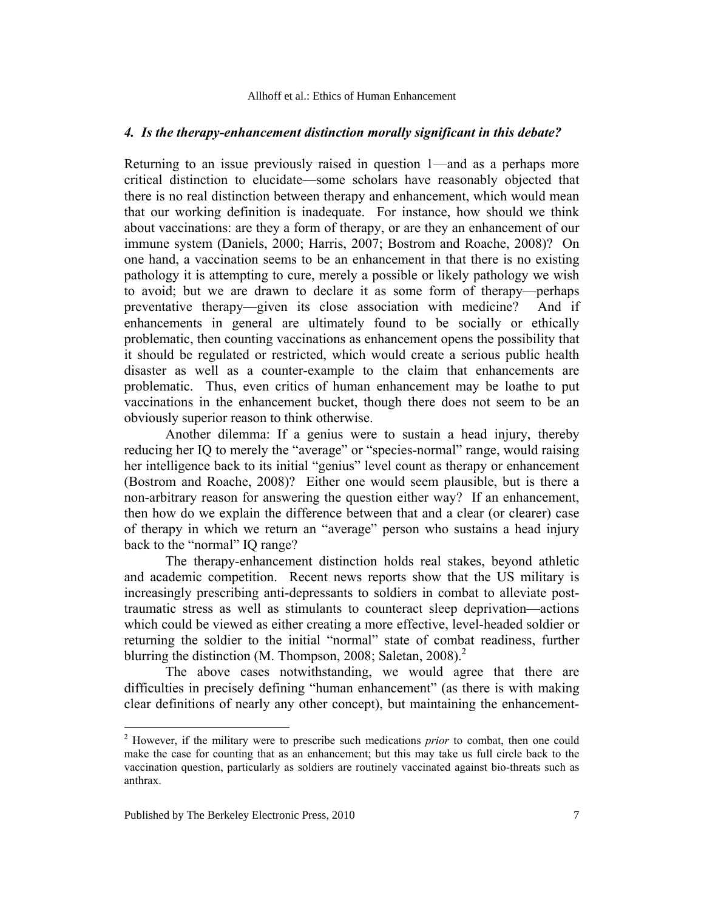### *4. Is the therapy-enhancement distinction morally significant in this debate?*

Returning to an issue previously raised in question 1—and as a perhaps more critical distinction to elucidate—some scholars have reasonably objected that there is no real distinction between therapy and enhancement, which would mean that our working definition is inadequate. For instance, how should we think about vaccinations: are they a form of therapy, or are they an enhancement of our immune system (Daniels, 2000; Harris, 2007; Bostrom and Roache, 2008)? On one hand, a vaccination seems to be an enhancement in that there is no existing pathology it is attempting to cure, merely a possible or likely pathology we wish to avoid; but we are drawn to declare it as some form of therapy—perhaps preventative therapy—given its close association with medicine? And if enhancements in general are ultimately found to be socially or ethically problematic, then counting vaccinations as enhancement opens the possibility that it should be regulated or restricted, which would create a serious public health disaster as well as a counter-example to the claim that enhancements are problematic. Thus, even critics of human enhancement may be loathe to put vaccinations in the enhancement bucket, though there does not seem to be an obviously superior reason to think otherwise.

Another dilemma: If a genius were to sustain a head injury, thereby reducing her IQ to merely the "average" or "species-normal" range, would raising her intelligence back to its initial "genius" level count as therapy or enhancement (Bostrom and Roache, 2008)? Either one would seem plausible, but is there a non-arbitrary reason for answering the question either way? If an enhancement, then how do we explain the difference between that and a clear (or clearer) case of therapy in which we return an "average" person who sustains a head injury back to the "normal" IQ range?

The therapy-enhancement distinction holds real stakes, beyond athletic and academic competition. Recent news reports show that the US military is increasingly prescribing anti-depressants to soldiers in combat to alleviate post-traumatic stress as well as stimulants to counteract sleep deprivation—actions which could be viewed as either creating a more effective, level-headed soldier or returning the soldier to the initial "normal" state of combat readiness, further blurring the distinction (M. Thompson, 2008; Saletan, 2008).[2]

The above cases notwithstanding, we would agree that there are difficulties in precisely defining "human enhancement" (as there is with making clear definitions of nearly any other concept), but maintaining the enhancement-

[2] However, if the military were to prescribe such medications *prior* to combat, then one could make the case for counting that as an enhancement; but this may take us full circle back to the vaccination question, particularly as soldiers are routinely vaccinated against bio-threats such as anthrax.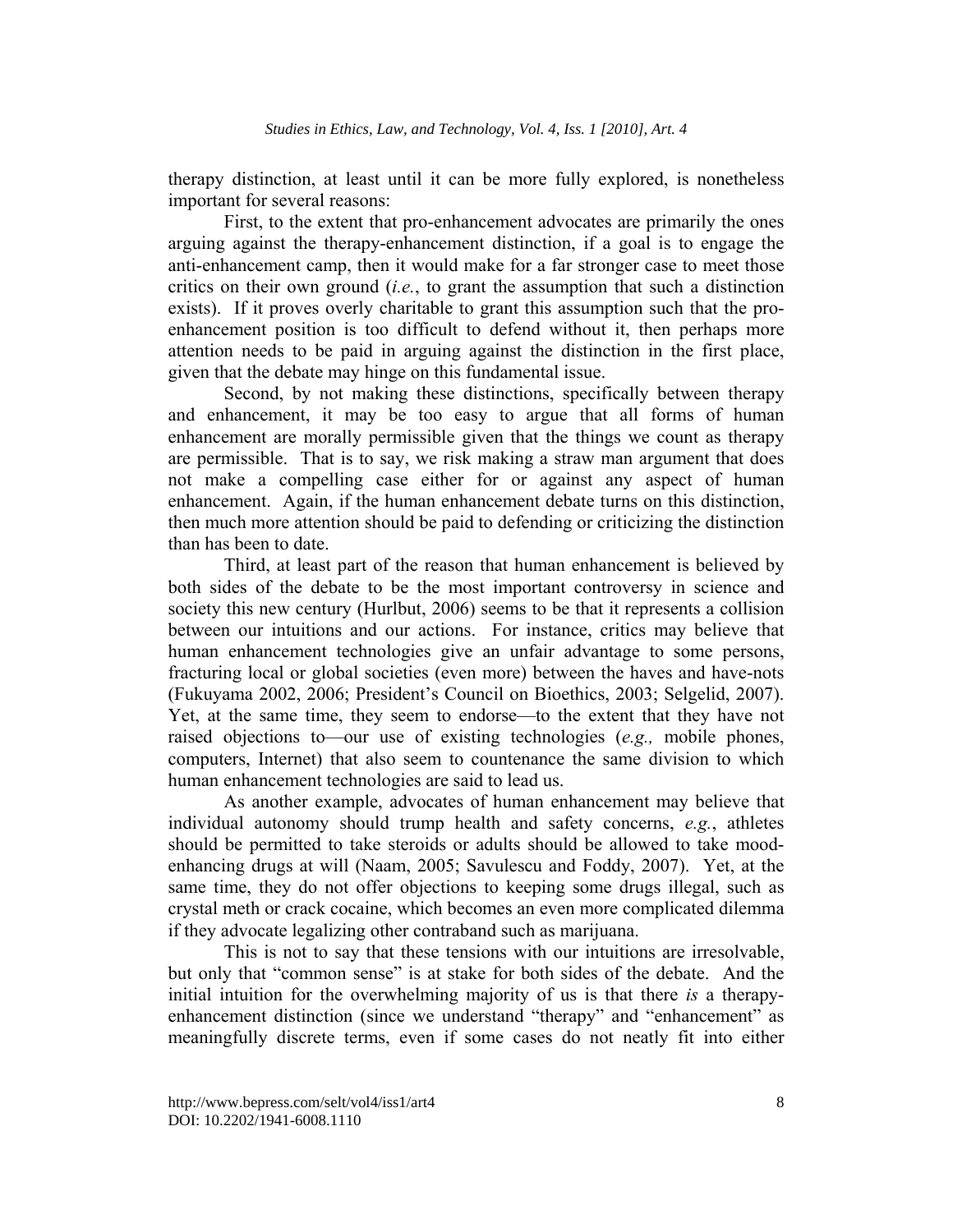therapy distinction, at least until it can be more fully explored, is nonetheless important for several reasons:

First, to the extent that pro-enhancement advocates are primarily the ones arguing against the therapy-enhancement distinction, if a goal is to engage the anti-enhancement camp, then it would make for a far stronger case to meet those critics on their own ground (*i.e.*, to grant the assumption that such a distinction exists). If it proves overly charitable to grant this assumption such that the pro-enhancement position is too difficult to defend without it, then perhaps more attention needs to be paid in arguing against the distinction in the first place, given that the debate may hinge on this fundamental issue.

Second, by not making these distinctions, specifically between therapy and enhancement, it may be too easy to argue that all forms of human enhancement are morally permissible given that the things we count as therapy are permissible. That is to say, we risk making a straw man argument that does not make a compelling case either for or against any aspect of human enhancement. Again, if the human enhancement debate turns on this distinction, then much more attention should be paid to defending or criticizing the distinction than has been to date.

Third, at least part of the reason that human enhancement is believed by both sides of the debate to be the most important controversy in science and society this new century (Hurlbut, 2006) seems to be that it represents a collision between our intuitions and our actions. For instance, critics may believe that human enhancement technologies give an unfair advantage to some persons, fracturing local or global societies (even more) between the haves and have-nots (Fukuyama 2002, 2006; President's Council on Bioethics, 2003; Selgelid, 2007). Yet, at the same time, they seem to endorse—to the extent that they have not raised objections to—our use of existing technologies (*e.g.,* mobile phones, computers, Internet) that also seem to countenance the same division to which human enhancement technologies are said to lead us.

As another example, advocates of human enhancement may believe that individual autonomy should trump health and safety concerns, *e.g.*, athletes should be permitted to take steroids or adults should be allowed to take mood-enhancing drugs at will (Naam, 2005; Savulescu and Foddy, 2007). Yet, at the same time, they do not offer objections to keeping some drugs illegal, such as crystal meth or crack cocaine, which becomes an even more complicated dilemma if they advocate legalizing other contraband such as marijuana.

This is not to say that these tensions with our intuitions are irresolvable, but only that "common sense" is at stake for both sides of the debate. And the initial intuition for the overwhelming majority of us is that there *is* a therapy-enhancement distinction (since we understand "therapy" and "enhancement" as meaningfully discrete terms, even if some cases do not neatly fit into either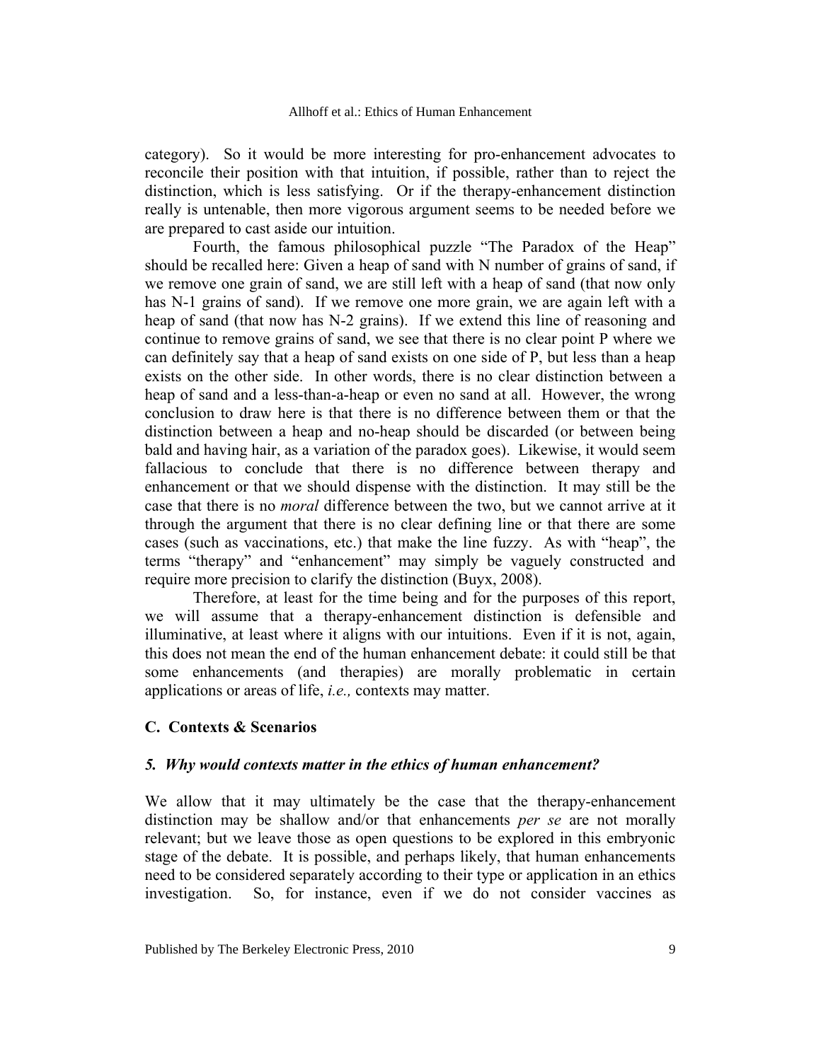category). So it would be more interesting for pro-enhancement advocates to reconcile their position with that intuition, if possible, rather than to reject the distinction, which is less satisfying. Or if the therapy-enhancement distinction really is untenable, then more vigorous argument seems to be needed before we are prepared to cast aside our intuition.

Fourth, the famous philosophical puzzle "The Paradox of the Heap" should be recalled here: Given a heap of sand with N number of grains of sand, if we remove one grain of sand, we are still left with a heap of sand (that now only has N-1 grains of sand). If we remove one more grain, we are again left with a heap of sand (that now has N-2 grains). If we extend this line of reasoning and continue to remove grains of sand, we see that there is no clear point P where we can definitely say that a heap of sand exists on one side of P, but less than a heap exists on the other side. In other words, there is no clear distinction between a heap of sand and a less-than-a-heap or even no sand at all. However, the wrong conclusion to draw here is that there is no difference between them or that the distinction between a heap and no-heap should be discarded (or between being bald and having hair, as a variation of the paradox goes). Likewise, it would seem fallacious to conclude that there is no difference between therapy and enhancement or that we should dispense with the distinction. It may still be the case that there is no *moral* difference between the two, but we cannot arrive at it through the argument that there is no clear defining line or that there are some cases (such as vaccinations, etc.) that make the line fuzzy. As with "heap", the terms "therapy" and "enhancement" may simply be vaguely constructed and require more precision to clarify the distinction (Buyx, 2008).

Therefore, at least for the time being and for the purposes of this report, we will assume that a therapy-enhancement distinction is defensible and illuminative, at least where it aligns with our intuitions. Even if it is not, again, this does not mean the end of the human enhancement debate: it could still be that some enhancements (and therapies) are morally problematic in certain applications or areas of life, *i.e.,* contexts may matter.

## C. Contexts & Scenarios

### *5. Why would contexts matter in the ethics of human enhancement?*

We allow that it may ultimately be the case that the therapy-enhancement distinction may be shallow and/or that enhancements *per se* are not morally relevant; but we leave those as open questions to be explored in this embryonic stage of the debate. It is possible, and perhaps likely, that human enhancements need to be considered separately according to their type or application in an ethics investigation. So, for instance, even if we do not consider vaccines as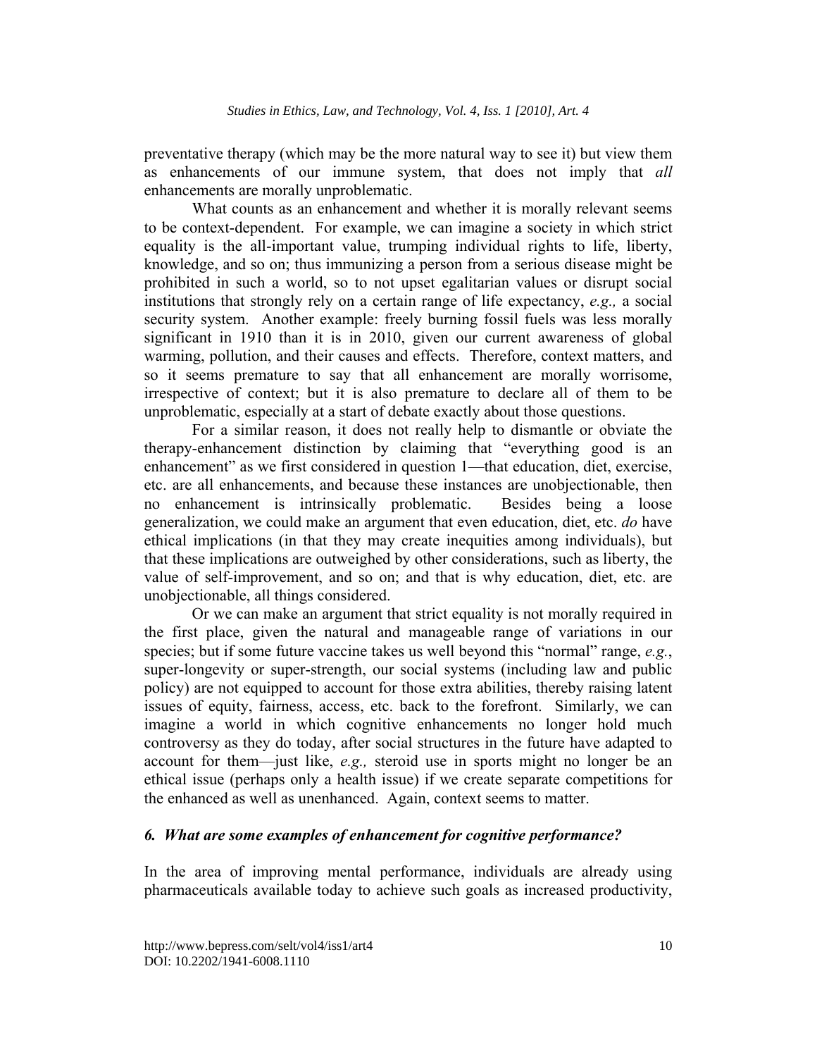preventative therapy (which may be the more natural way to see it) but view them as enhancements of our immune system, that does not imply that *all* enhancements are morally unproblematic.

What counts as an enhancement and whether it is morally relevant seems to be context-dependent. For example, we can imagine a society in which strict equality is the all-important value, trumping individual rights to life, liberty, knowledge, and so on; thus immunizing a person from a serious disease might be prohibited in such a world, so to not upset egalitarian values or disrupt social institutions that strongly rely on a certain range of life expectancy, *e.g.,* a social security system. Another example: freely burning fossil fuels was less morally significant in 1910 than it is in 2010, given our current awareness of global warming, pollution, and their causes and effects. Therefore, context matters, and so it seems premature to say that all enhancement are morally worrisome, irrespective of context; but it is also premature to declare all of them to be unproblematic, especially at a start of debate exactly about those questions.

For a similar reason, it does not really help to dismantle or obviate the therapy-enhancement distinction by claiming that "everything good is an enhancement" as we first considered in question 1—that education, diet, exercise, etc. are all enhancements, and because these instances are unobjectionable, then no enhancement is intrinsically problematic. Besides being a loose generalization, we could make an argument that even education, diet, etc. *do* have ethical implications (in that they may create inequities among individuals), but that these implications are outweighed by other considerations, such as liberty, the value of self-improvement, and so on; and that is why education, diet, etc. are unobjectionable, all things considered.

Or we can make an argument that strict equality is not morally required in the first place, given the natural and manageable range of variations in our species; but if some future vaccine takes us well beyond this "normal" range, *e.g.*, super-longevity or super-strength, our social systems (including law and public policy) are not equipped to account for those extra abilities, thereby raising latent issues of equity, fairness, access, etc. back to the forefront. Similarly, we can imagine a world in which cognitive enhancements no longer hold much controversy as they do today, after social structures in the future have adapted to account for them—just like, *e.g.,* steroid use in sports might no longer be an ethical issue (perhaps only a health issue) if we create separate competitions for the enhanced as well as unenhanced. Again, context seems to matter.

### *6. What are some examples of enhancement for cognitive performance?*

In the area of improving mental performance, individuals are already using pharmaceuticals available today to achieve such goals as increased productivity,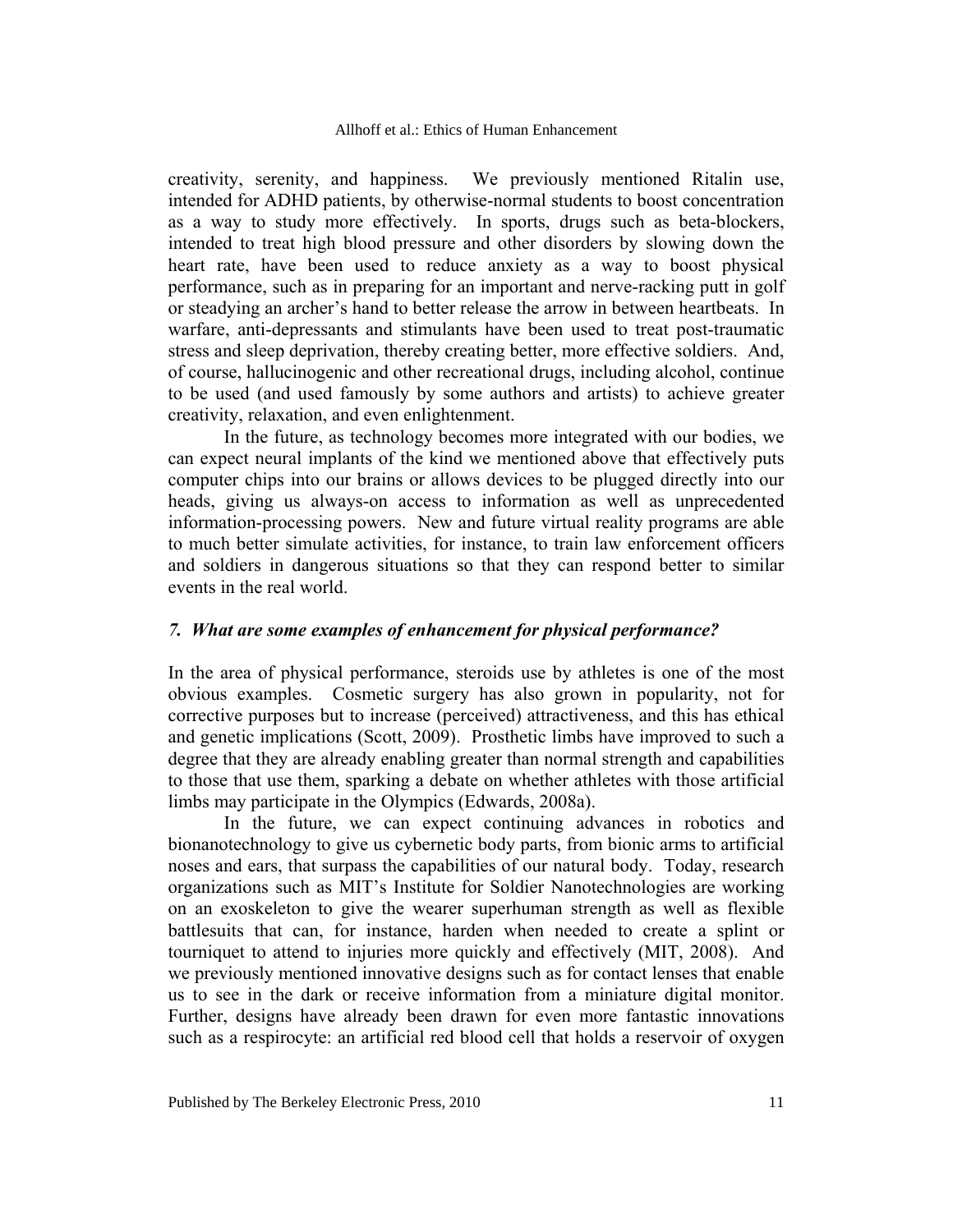creativity, serenity, and happiness. We previously mentioned Ritalin use, intended for ADHD patients, by otherwise-normal students to boost concentration as a way to study more effectively. In sports, drugs such as beta-blockers, intended to treat high blood pressure and other disorders by slowing down the heart rate, have been used to reduce anxiety as a way to boost physical performance, such as in preparing for an important and nerve-racking putt in golf or steadying an archer's hand to better release the arrow in between heartbeats. In warfare, anti-depressants and stimulants have been used to treat post-traumatic stress and sleep deprivation, thereby creating better, more effective soldiers. And, of course, hallucinogenic and other recreational drugs, including alcohol, continue to be used (and used famously by some authors and artists) to achieve greater creativity, relaxation, and even enlightenment.

In the future, as technology becomes more integrated with our bodies, we can expect neural implants of the kind we mentioned above that effectively puts computer chips into our brains or allows devices to be plugged directly into our heads, giving us always-on access to information as well as unprecedented information-processing powers. New and future virtual reality programs are able to much better simulate activities, for instance, to train law enforcement officers and soldiers in dangerous situations so that they can respond better to similar events in the real world.

### *7. What are some examples of enhancement for physical performance?*

In the area of physical performance, steroids use by athletes is one of the most obvious examples. Cosmetic surgery has also grown in popularity, not for corrective purposes but to increase (perceived) attractiveness, and this has ethical and genetic implications (Scott, 2009). Prosthetic limbs have improved to such a degree that they are already enabling greater than normal strength and capabilities to those that use them, sparking a debate on whether athletes with those artificial limbs may participate in the Olympics (Edwards, 2008a).

In the future, we can expect continuing advances in robotics and bionanotechnology to give us cybernetic body parts, from bionic arms to artificial noses and ears, that surpass the capabilities of our natural body. Today, research organizations such as MIT's Institute for Soldier Nanotechnologies are working on an exoskeleton to give the wearer superhuman strength as well as flexible battlesuits that can, for instance, harden when needed to create a splint or tourniquet to attend to injuries more quickly and effectively (MIT, 2008). And we previously mentioned innovative designs such as for contact lenses that enable us to see in the dark or receive information from a miniature digital monitor. Further, designs have already been drawn for even more fantastic innovations such as a respirocyte: an artificial red blood cell that holds a reservoir of oxygen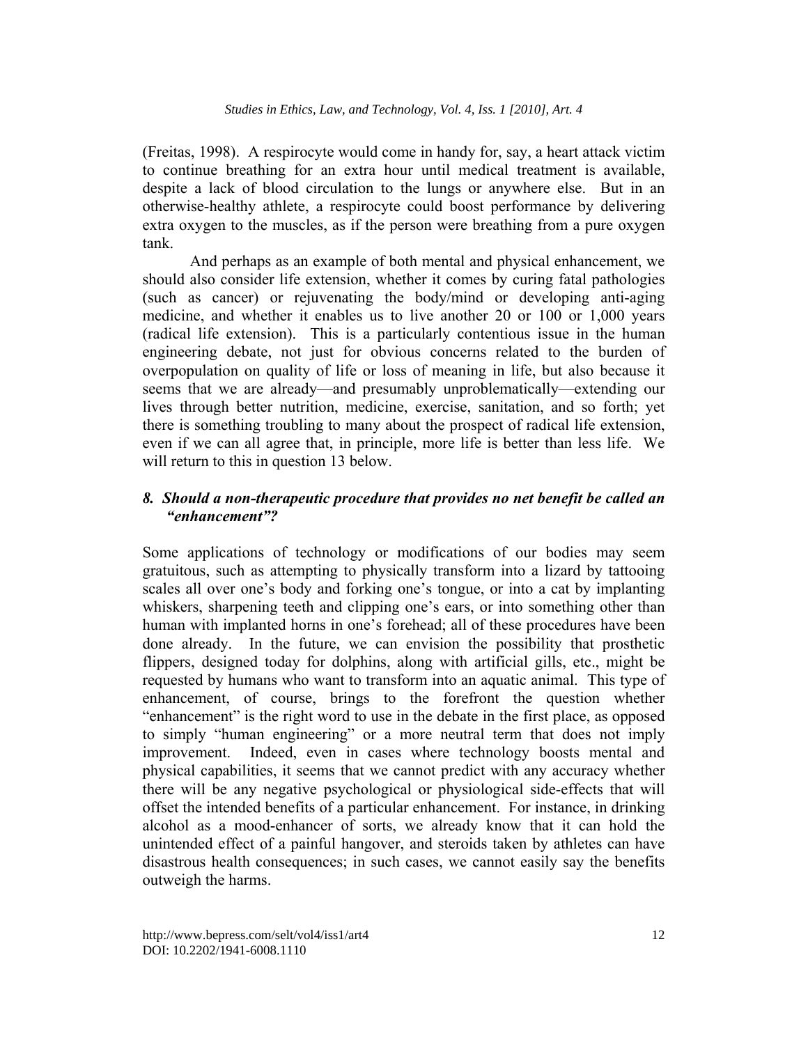(Freitas, 1998). A respirocyte would come in handy for, say, a heart attack victim to continue breathing for an extra hour until medical treatment is available, despite a lack of blood circulation to the lungs or anywhere else. But in an otherwise-healthy athlete, a respirocyte could boost performance by delivering extra oxygen to the muscles, as if the person were breathing from a pure oxygen tank.

And perhaps as an example of both mental and physical enhancement, we should also consider life extension, whether it comes by curing fatal pathologies (such as cancer) or rejuvenating the body/mind or developing anti-aging medicine, and whether it enables us to live another 20 or 100 or 1,000 years (radical life extension). This is a particularly contentious issue in the human engineering debate, not just for obvious concerns related to the burden of overpopulation on quality of life or loss of meaning in life, but also because it seems that we are already—and presumably unproblematically—extending our lives through better nutrition, medicine, exercise, sanitation, and so forth; yet there is something troubling to many about the prospect of radical life extension, even if we can all agree that, in principle, more life is better than less life. We will return to this in question 13 below.

### *8. Should a non-therapeutic procedure that provides no net benefit be called an "enhancement"?*

Some applications of technology or modifications of our bodies may seem gratuitous, such as attempting to physically transform into a lizard by tattooing scales all over one's body and forking one's tongue, or into a cat by implanting whiskers, sharpening teeth and clipping one's ears, or into something other than human with implanted horns in one's forehead; all of these procedures have been done already. In the future, we can envision the possibility that prosthetic flippers, designed today for dolphins, along with artificial gills, etc., might be requested by humans who want to transform into an aquatic animal. This type of enhancement, of course, brings to the forefront the question whether "enhancement" is the right word to use in the debate in the first place, as opposed to simply "human engineering" or a more neutral term that does not imply improvement. Indeed, even in cases where technology boosts mental and physical capabilities, it seems that we cannot predict with any accuracy whether there will be any negative psychological or physiological side-effects that will offset the intended benefits of a particular enhancement. For instance, in drinking alcohol as a mood-enhancer of sorts, we already know that it can hold the unintended effect of a painful hangover, and steroids taken by athletes can have disastrous health consequences; in such cases, we cannot easily say the benefits outweigh the harms.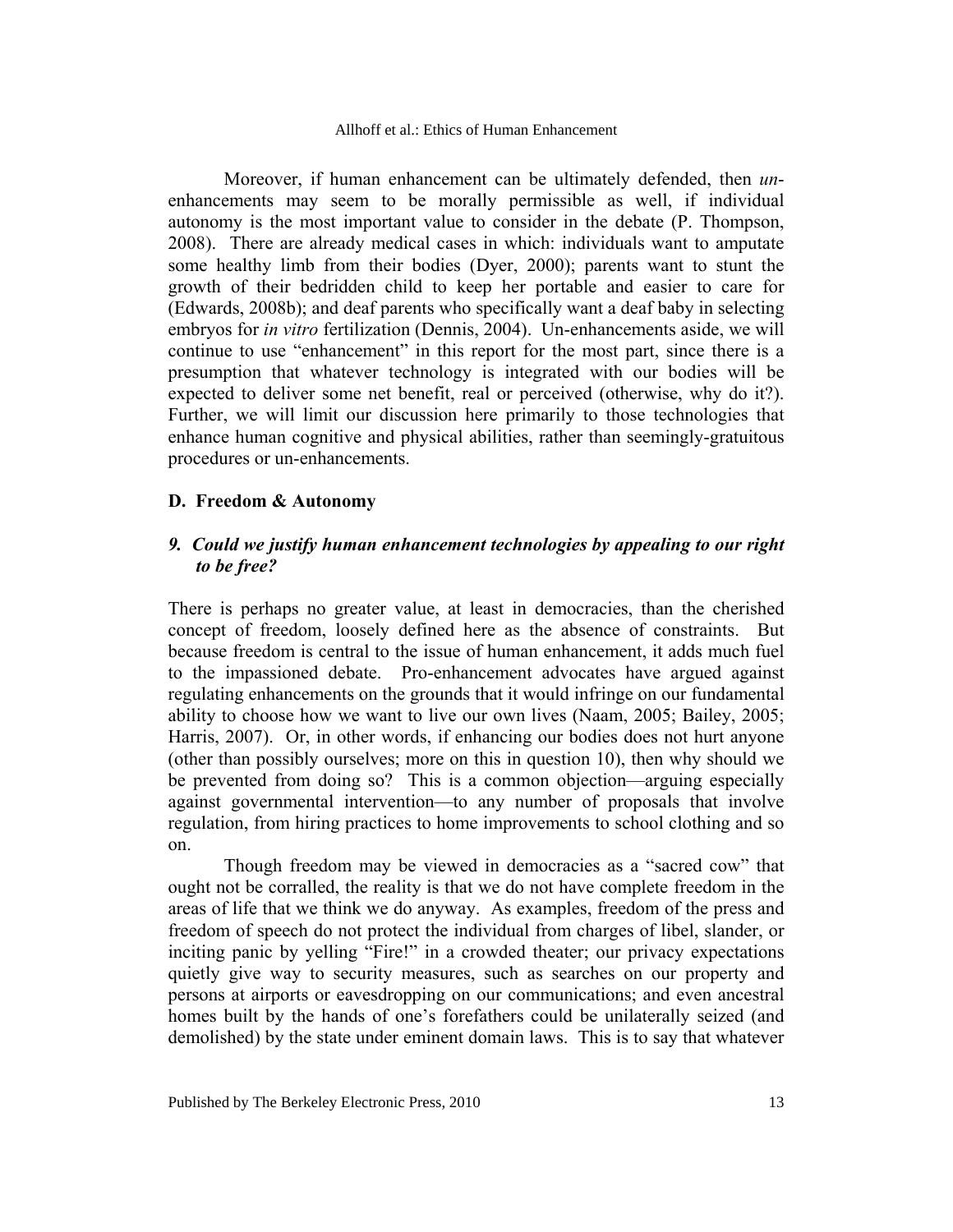Moreover, if human enhancement can be ultimately defended, then *un*-enhancements may seem to be morally permissible as well, if individual autonomy is the most important value to consider in the debate (P. Thompson, 2008). There are already medical cases in which: individuals want to amputate some healthy limb from their bodies (Dyer, 2000); parents want to stunt the growth of their bedridden child to keep her portable and easier to care for (Edwards, 2008b); and deaf parents who specifically want a deaf baby in selecting embryos for *in vitro* fertilization (Dennis, 2004). Un-enhancements aside, we will continue to use "enhancement" in this report for the most part, since there is a presumption that whatever technology is integrated with our bodies will be expected to deliver some net benefit, real or perceived (otherwise, why do it?). Further, we will limit our discussion here primarily to those technologies that enhance human cognitive and physical abilities, rather than seemingly-gratuitous procedures or un-enhancements.

## D. Freedom & Autonomy

### *9. Could we justify human enhancement technologies by appealing to our right to be free?*

There is perhaps no greater value, at least in democracies, than the cherished concept of freedom, loosely defined here as the absence of constraints. But because freedom is central to the issue of human enhancement, it adds much fuel to the impassioned debate. Pro-enhancement advocates have argued against regulating enhancements on the grounds that it would infringe on our fundamental ability to choose how we want to live our own lives (Naam, 2005; Bailey, 2005; Harris, 2007). Or, in other words, if enhancing our bodies does not hurt anyone (other than possibly ourselves; more on this in question 10), then why should we be prevented from doing so? This is a common objection—arguing especially against governmental intervention—to any number of proposals that involve regulation, from hiring practices to home improvements to school clothing and so on.

Though freedom may be viewed in democracies as a "sacred cow" that ought not be corralled, the reality is that we do not have complete freedom in the areas of life that we think we do anyway. As examples, freedom of the press and freedom of speech do not protect the individual from charges of libel, slander, or inciting panic by yelling "Fire!" in a crowded theater; our privacy expectations quietly give way to security measures, such as searches on our property and persons at airports or eavesdropping on our communications; and even ancestral homes built by the hands of one's forefathers could be unilaterally seized (and demolished) by the state under eminent domain laws. This is to say that whatever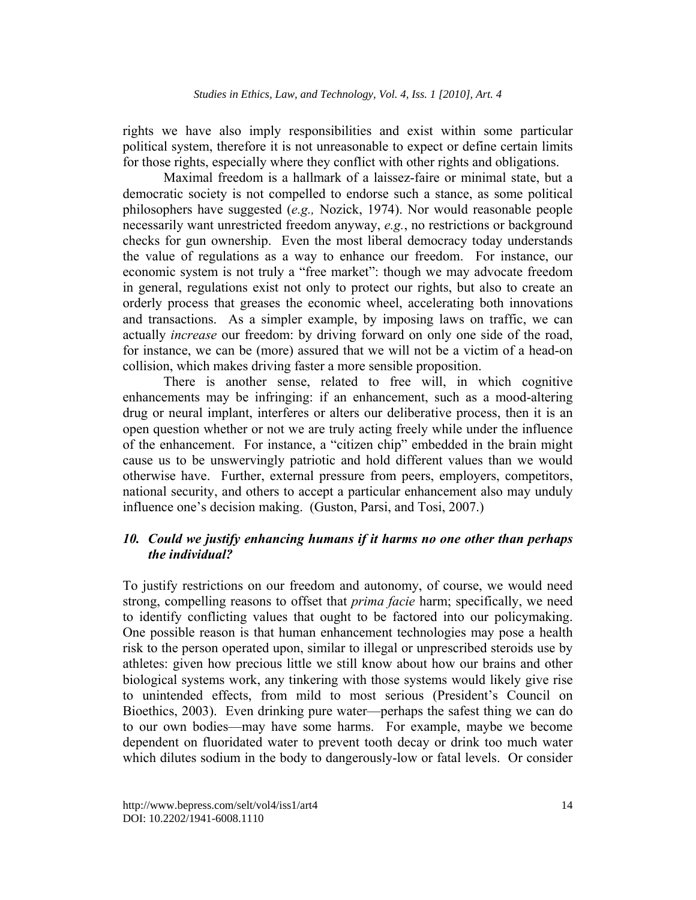rights we have also imply responsibilities and exist within some particular political system, therefore it is not unreasonable to expect or define certain limits for those rights, especially where they conflict with other rights and obligations.

Maximal freedom is a hallmark of a laissez-faire or minimal state, but a democratic society is not compelled to endorse such a stance, as some political philosophers have suggested (*e.g.,* Nozick, 1974). Nor would reasonable people necessarily want unrestricted freedom anyway, *e.g.*, no restrictions or background checks for gun ownership. Even the most liberal democracy today understands the value of regulations as a way to enhance our freedom. For instance, our economic system is not truly a "free market": though we may advocate freedom in general, regulations exist not only to protect our rights, but also to create an orderly process that greases the economic wheel, accelerating both innovations and transactions. As a simpler example, by imposing laws on traffic, we can actually *increase* our freedom: by driving forward on only one side of the road, for instance, we can be (more) assured that we will not be a victim of a head-on collision, which makes driving faster a more sensible proposition.

There is another sense, related to free will, in which cognitive enhancements may be infringing: if an enhancement, such as a mood-altering drug or neural implant, interferes or alters our deliberative process, then it is an open question whether or not we are truly acting freely while under the influence of the enhancement. For instance, a "citizen chip" embedded in the brain might cause us to be unswervingly patriotic and hold different values than we would otherwise have. Further, external pressure from peers, employers, competitors, national security, and others to accept a particular enhancement also may unduly influence one's decision making. (Guston, Parsi, and Tosi, 2007.)

### *10. Could we justify enhancing humans if it harms no one other than perhaps the individual?*

To justify restrictions on our freedom and autonomy, of course, we would need strong, compelling reasons to offset that *prima facie* harm; specifically, we need to identify conflicting values that ought to be factored into our policymaking. One possible reason is that human enhancement technologies may pose a health risk to the person operated upon, similar to illegal or unprescribed steroids use by athletes: given how precious little we still know about how our brains and other biological systems work, any tinkering with those systems would likely give rise to unintended effects, from mild to most serious (President's Council on Bioethics, 2003). Even drinking pure water—perhaps the safest thing we can do to our own bodies—may have some harms. For example, maybe we become dependent on fluoridated water to prevent tooth decay or drink too much water which dilutes sodium in the body to dangerously-low or fatal levels. Or consider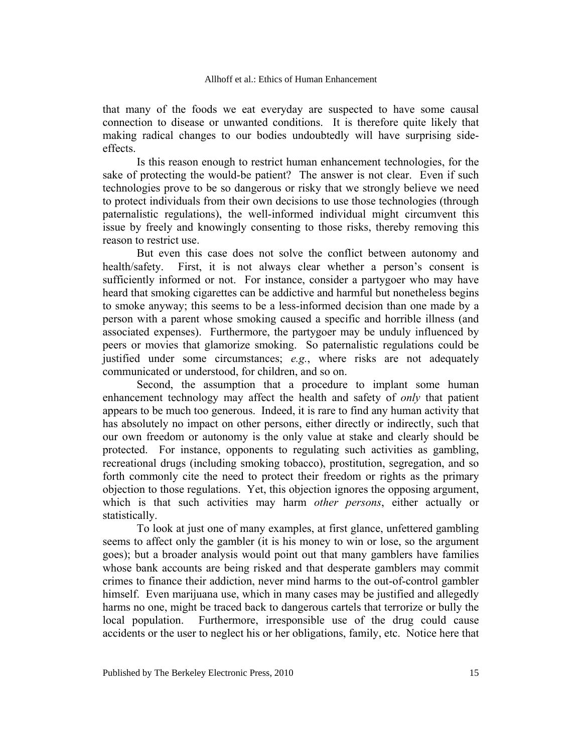that many of the foods we eat everyday are suspected to have some causal connection to disease or unwanted conditions. It is therefore quite likely that making radical changes to our bodies undoubtedly will have surprising side-effects.

Is this reason enough to restrict human enhancement technologies, for the sake of protecting the would-be patient? The answer is not clear. Even if such technologies prove to be so dangerous or risky that we strongly believe we need to protect individuals from their own decisions to use those technologies (through paternalistic regulations), the well-informed individual might circumvent this issue by freely and knowingly consenting to those risks, thereby removing this reason to restrict use.

But even this case does not solve the conflict between autonomy and health/safety. First, it is not always clear whether a person's consent is sufficiently informed or not. For instance, consider a partygoer who may have heard that smoking cigarettes can be addictive and harmful but nonetheless begins to smoke anyway; this seems to be a less-informed decision than one made by a person with a parent whose smoking caused a specific and horrible illness (and associated expenses). Furthermore, the partygoer may be unduly influenced by peers or movies that glamorize smoking. So paternalistic regulations could be justified under some circumstances; *e.g.*, where risks are not adequately communicated or understood, for children, and so on.

Second, the assumption that a procedure to implant some human enhancement technology may affect the health and safety of *only* that patient appears to be much too generous. Indeed, it is rare to find any human activity that has absolutely no impact on other persons, either directly or indirectly, such that our own freedom or autonomy is the only value at stake and clearly should be protected. For instance, opponents to regulating such activities as gambling, recreational drugs (including smoking tobacco), prostitution, segregation, and so forth commonly cite the need to protect their freedom or rights as the primary objection to those regulations. Yet, this objection ignores the opposing argument, which is that such activities may harm *other persons*, either actually or statistically.

To look at just one of many examples, at first glance, unfettered gambling seems to affect only the gambler (it is his money to win or lose, so the argument goes); but a broader analysis would point out that many gamblers have families whose bank accounts are being risked and that desperate gamblers may commit crimes to finance their addiction, never mind harms to the out-of-control gambler himself. Even marijuana use, which in many cases may be justified and allegedly harms no one, might be traced back to dangerous cartels that terrorize or bully the local population. Furthermore, irresponsible use of the drug could cause accidents or the user to neglect his or her obligations, family, etc. Notice here that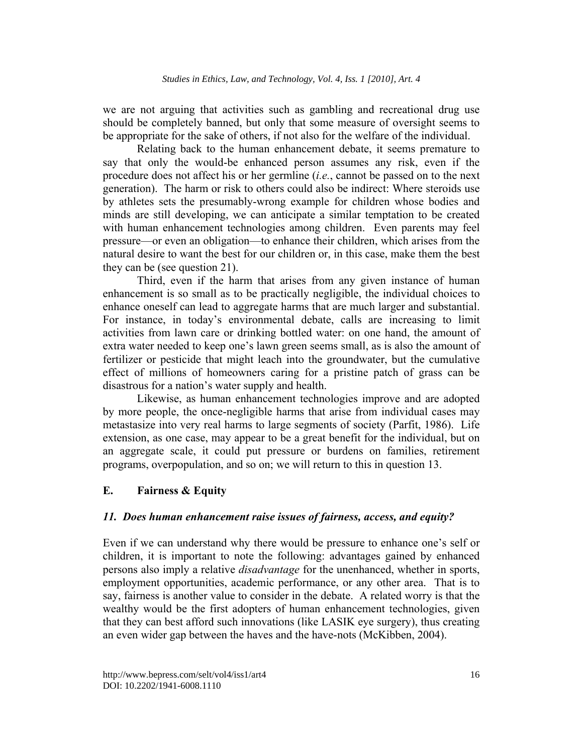we are not arguing that activities such as gambling and recreational drug use should be completely banned, but only that some measure of oversight seems to be appropriate for the sake of others, if not also for the welfare of the individual.

Relating back to the human enhancement debate, it seems premature to say that only the would-be enhanced person assumes any risk, even if the procedure does not affect his or her germline (*i.e.*, cannot be passed on to the next generation). The harm or risk to others could also be indirect: Where steroids use by athletes sets the presumably-wrong example for children whose bodies and minds are still developing, we can anticipate a similar temptation to be created with human enhancement technologies among children. Even parents may feel pressure—or even an obligation—to enhance their children, which arises from the natural desire to want the best for our children or, in this case, make them the best they can be (see question 21).

Third, even if the harm that arises from any given instance of human enhancement is so small as to be practically negligible, the individual choices to enhance oneself can lead to aggregate harms that are much larger and substantial. For instance, in today's environmental debate, calls are increasing to limit activities from lawn care or drinking bottled water: on one hand, the amount of extra water needed to keep one's lawn green seems small, as is also the amount of fertilizer or pesticide that might leach into the groundwater, but the cumulative effect of millions of homeowners caring for a pristine patch of grass can be disastrous for a nation's water supply and health.

Likewise, as human enhancement technologies improve and are adopted by more people, the once-negligible harms that arise from individual cases may metastasize into very real harms to large segments of society (Parfit, 1986). Life extension, as one case, may appear to be a great benefit for the individual, but on an aggregate scale, it could put pressure or burdens on families, retirement programs, overpopulation, and so on; we will return to this in question 13.

## E. Fairness & Equity

### *11. Does human enhancement raise issues of fairness, access, and equity?*

Even if we can understand why there would be pressure to enhance one's self or children, it is important to note the following: advantages gained by enhanced persons also imply a relative *disadvantage* for the unenhanced, whether in sports, employment opportunities, academic performance, or any other area. That is to say, fairness is another value to consider in the debate. A related worry is that the wealthy would be the first adopters of human enhancement technologies, given that they can best afford such innovations (like LASIK eye surgery), thus creating an even wider gap between the haves and the have-nots (McKibben, 2004).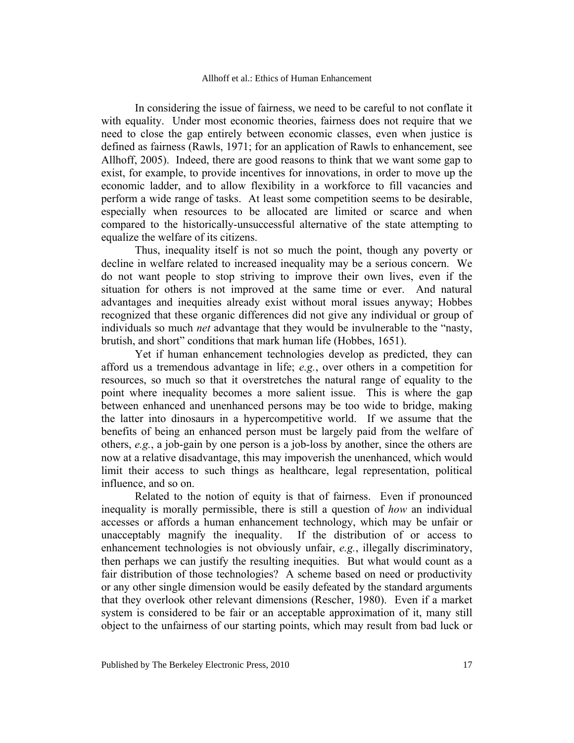In considering the issue of fairness, we need to be careful to not conflate it with equality. Under most economic theories, fairness does not require that we need to close the gap entirely between economic classes, even when justice is defined as fairness (Rawls, 1971; for an application of Rawls to enhancement, see Allhoff, 2005). Indeed, there are good reasons to think that we want some gap to exist, for example, to provide incentives for innovations, in order to move up the economic ladder, and to allow flexibility in a workforce to fill vacancies and perform a wide range of tasks. At least some competition seems to be desirable, especially when resources to be allocated are limited or scarce and when compared to the historically-unsuccessful alternative of the state attempting to equalize the welfare of its citizens.

Thus, inequality itself is not so much the point, though any poverty or decline in welfare related to increased inequality may be a serious concern. We do not want people to stop striving to improve their own lives, even if the situation for others is not improved at the same time or ever. And natural advantages and inequities already exist without moral issues anyway; Hobbes recognized that these organic differences did not give any individual or group of individuals so much *net* advantage that they would be invulnerable to the "nasty, brutish, and short" conditions that mark human life (Hobbes, 1651).

Yet if human enhancement technologies develop as predicted, they can afford us a tremendous advantage in life; *e.g.*, over others in a competition for resources, so much so that it overstretches the natural range of equality to the point where inequality becomes a more salient issue. This is where the gap between enhanced and unenhanced persons may be too wide to bridge, making the latter into dinosaurs in a hypercompetitive world. If we assume that the benefits of being an enhanced person must be largely paid from the welfare of others, *e.g.*, a job-gain by one person is a job-loss by another, since the others are now at a relative disadvantage, this may impoverish the unenhanced, which would limit their access to such things as healthcare, legal representation, political influence, and so on.

Related to the notion of equity is that of fairness. Even if pronounced inequality is morally permissible, there is still a question of *how* an individual accesses or affords a human enhancement technology, which may be unfair or unacceptably magnify the inequality. If the distribution of or access to enhancement technologies is not obviously unfair, *e.g.*, illegally discriminatory, then perhaps we can justify the resulting inequities. But what would count as a fair distribution of those technologies? A scheme based on need or productivity or any other single dimension would be easily defeated by the standard arguments that they overlook other relevant dimensions (Rescher, 1980). Even if a market system is considered to be fair or an acceptable approximation of it, many still object to the unfairness of our starting points, which may result from bad luck or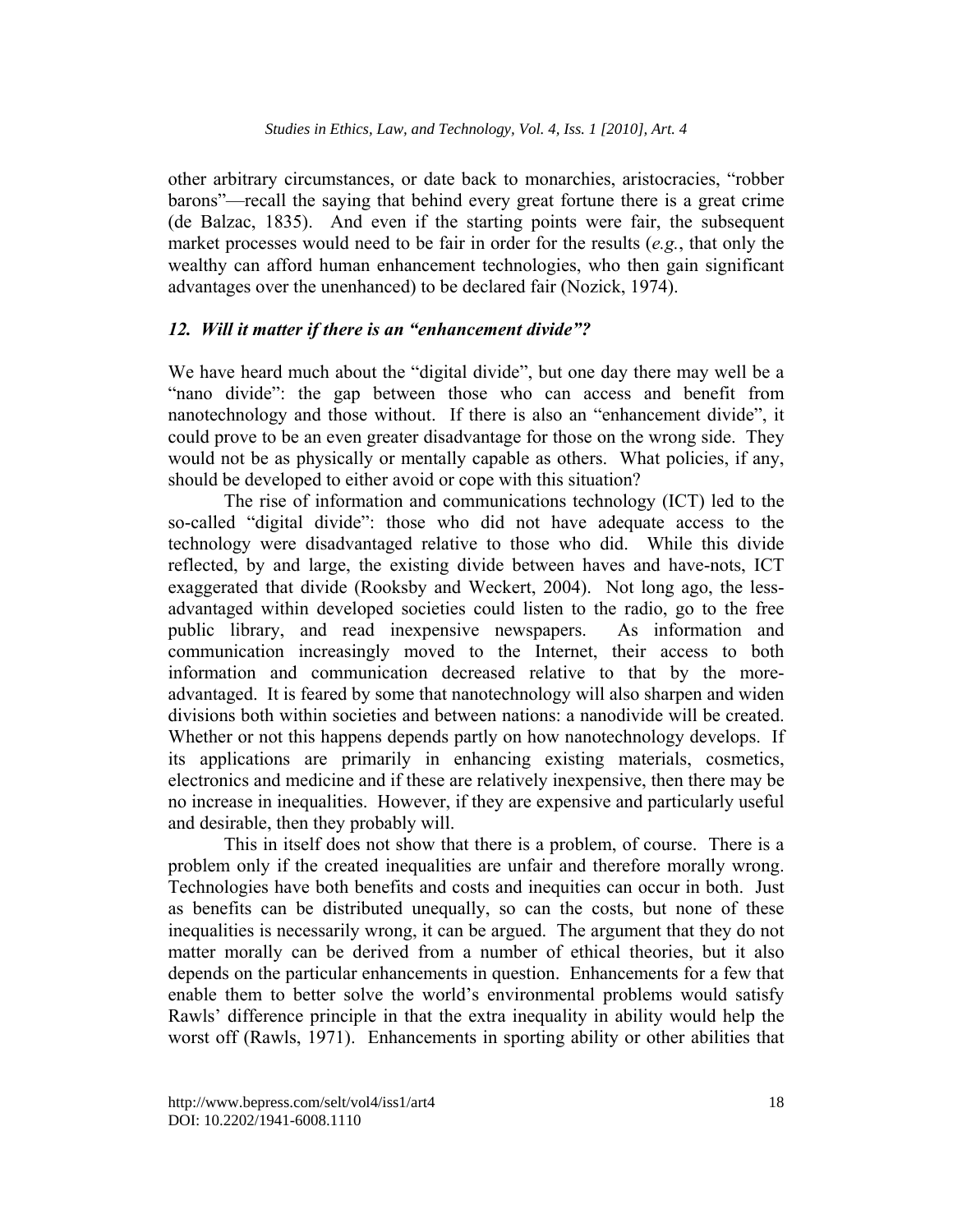other arbitrary circumstances, or date back to monarchies, aristocracies, "robber barons"—recall the saying that behind every great fortune there is a great crime (de Balzac, 1835). And even if the starting points were fair, the subsequent market processes would need to be fair in order for the results (*e.g.*, that only the wealthy can afford human enhancement technologies, who then gain significant advantages over the unenhanced) to be declared fair (Nozick, 1974).

### *12. Will it matter if there is an "enhancement divide"?*

We have heard much about the "digital divide", but one day there may well be a "nano divide": the gap between those who can access and benefit from nanotechnology and those without. If there is also an "enhancement divide", it could prove to be an even greater disadvantage for those on the wrong side. They would not be as physically or mentally capable as others. What policies, if any, should be developed to either avoid or cope with this situation?

The rise of information and communications technology (ICT) led to the so-called "digital divide": those who did not have adequate access to the technology were disadvantaged relative to those who did. While this divide reflected, by and large, the existing divide between haves and have-nots, ICT exaggerated that divide (Rooksby and Weckert, 2004). Not long ago, the less-advantaged within developed societies could listen to the radio, go to the free public library, and read inexpensive newspapers. As information and communication increasingly moved to the Internet, their access to both information and communication decreased relative to that by the more-advantaged. It is feared by some that nanotechnology will also sharpen and widen divisions both within societies and between nations: a nanodivide will be created. Whether or not this happens depends partly on how nanotechnology develops. If its applications are primarily in enhancing existing materials, cosmetics, electronics and medicine and if these are relatively inexpensive, then there may be no increase in inequalities. However, if they are expensive and particularly useful and desirable, then they probably will.

This in itself does not show that there is a problem, of course. There is a problem only if the created inequalities are unfair and therefore morally wrong. Technologies have both benefits and costs and inequities can occur in both. Just as benefits can be distributed unequally, so can the costs, but none of these inequalities is necessarily wrong, it can be argued. The argument that they do not matter morally can be derived from a number of ethical theories, but it also depends on the particular enhancements in question. Enhancements for a few that enable them to better solve the world's environmental problems would satisfy Rawls' difference principle in that the extra inequality in ability would help the worst off (Rawls, 1971). Enhancements in sporting ability or other abilities that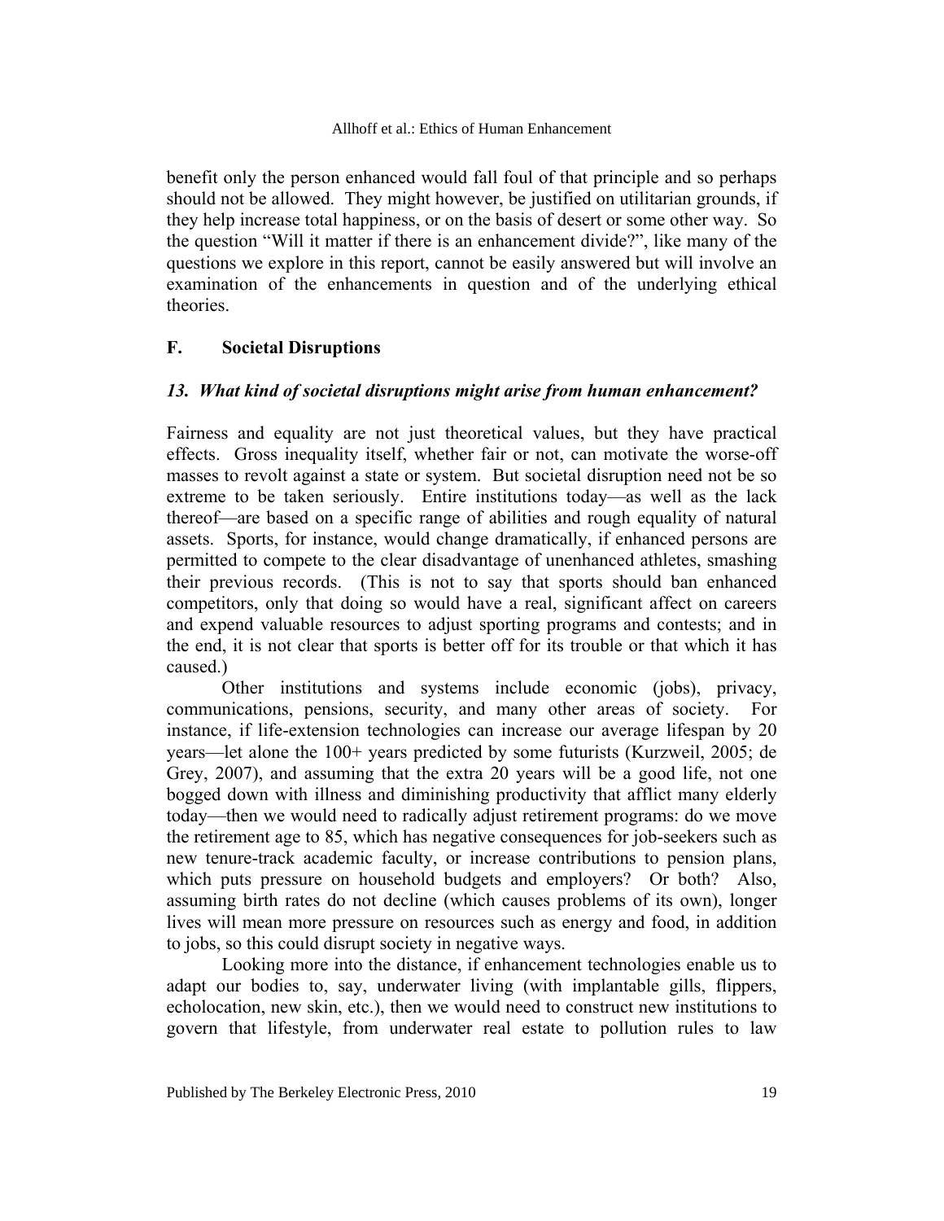benefit only the person enhanced would fall foul of that principle and so perhaps should not be allowed. They might however, be justified on utilitarian grounds, if they help increase total happiness, or on the basis of desert or some other way. So the question "Will it matter if there is an enhancement divide?", like many of the questions we explore in this report, cannot be easily answered but will involve an examination of the enhancements in question and of the underlying ethical theories.

## F. Societal Disruptions

### *13. What kind of societal disruptions might arise from human enhancement?*

Fairness and equality are not just theoretical values, but they have practical effects. Gross inequality itself, whether fair or not, can motivate the worse-off masses to revolt against a state or system. But societal disruption need not be so extreme to be taken seriously. Entire institutions today—as well as the lack thereof—are based on a specific range of abilities and rough equality of natural assets. Sports, for instance, would change dramatically, if enhanced persons are permitted to compete to the clear disadvantage of unenhanced athletes, smashing their previous records. (This is not to say that sports should ban enhanced competitors, only that doing so would have a real, significant affect on careers and expend valuable resources to adjust sporting programs and contests; and in the end, it is not clear that sports is better off for its trouble or that which it has caused.)

Other institutions and systems include economic (jobs), privacy, communications, pensions, security, and many other areas of society. For instance, if life-extension technologies can increase our average lifespan by 20 years—let alone the 100+ years predicted by some futurists (Kurzweil, 2005; de Grey, 2007), and assuming that the extra 20 years will be a good life, not one bogged down with illness and diminishing productivity that afflict many elderly today—then we would need to radically adjust retirement programs: do we move the retirement age to 85, which has negative consequences for job-seekers such as new tenure-track academic faculty, or increase contributions to pension plans, which puts pressure on household budgets and employers? Or both? Also, assuming birth rates do not decline (which causes problems of its own), longer lives will mean more pressure on resources such as energy and food, in addition to jobs, so this could disrupt society in negative ways.

Looking more into the distance, if enhancement technologies enable us to adapt our bodies to, say, underwater living (with implantable gills, flippers, echolocation, new skin, etc.), then we would need to construct new institutions to govern that lifestyle, from underwater real estate to pollution rules to law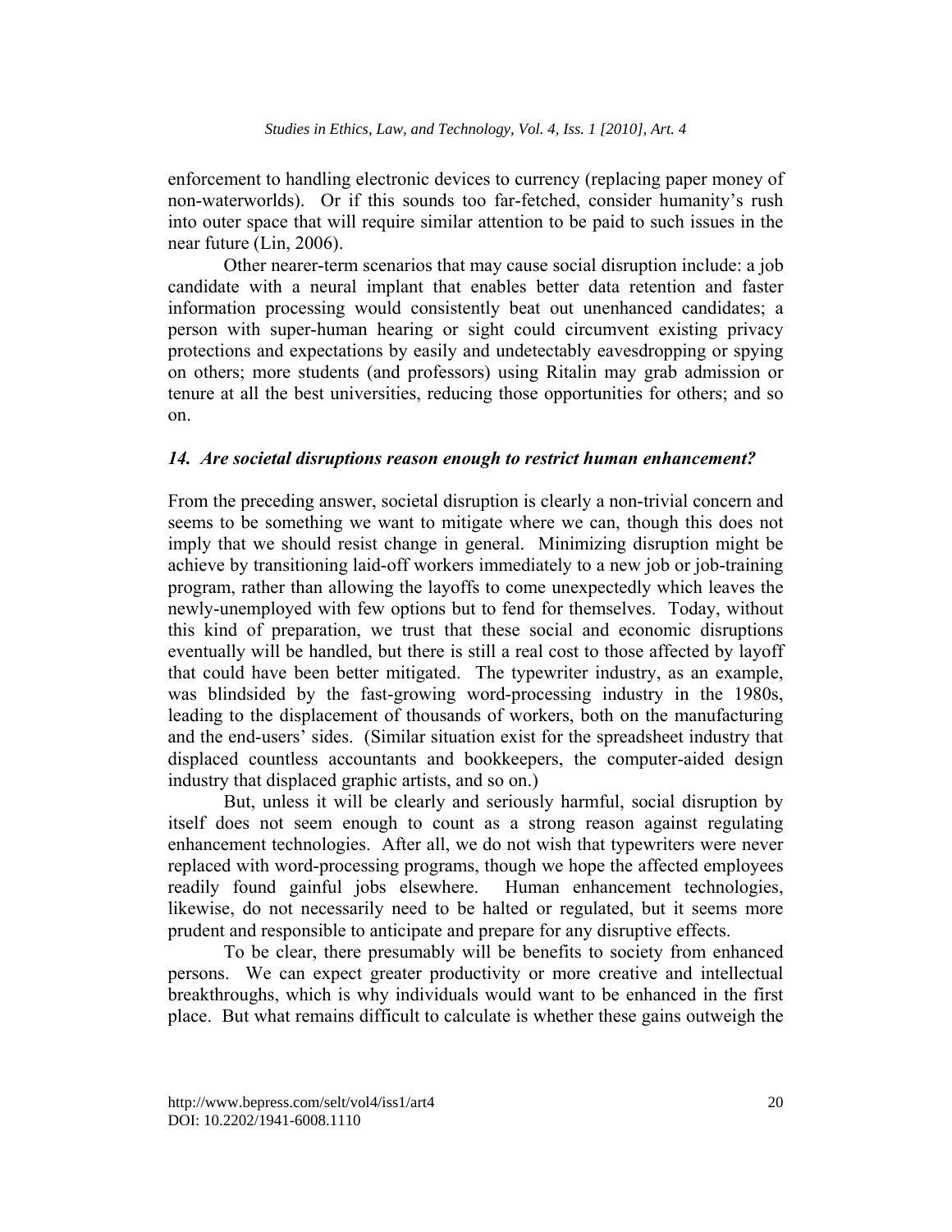enforcement to handling electronic devices to currency (replacing paper money of non-waterworlds). Or if this sounds too far-fetched, consider humanity's rush into outer space that will require similar attention to be paid to such issues in the near future (Lin, 2006).

Other nearer-term scenarios that may cause social disruption include: a job candidate with a neural implant that enables better data retention and faster information processing would consistently beat out unenhanced candidates; a person with super-human hearing or sight could circumvent existing privacy protections and expectations by easily and undetectably eavesdropping or spying on others; more students (and professors) using Ritalin may grab admission or tenure at all the best universities, reducing those opportunities for others; and so on.

### *14. Are societal disruptions reason enough to restrict human enhancement?*

From the preceding answer, societal disruption is clearly a non-trivial concern and seems to be something we want to mitigate where we can, though this does not imply that we should resist change in general. Minimizing disruption might be achieve by transitioning laid-off workers immediately to a new job or job-training program, rather than allowing the layoffs to come unexpectedly which leaves the newly-unemployed with few options but to fend for themselves. Today, without this kind of preparation, we trust that these social and economic disruptions eventually will be handled, but there is still a real cost to those affected by layoff that could have been better mitigated. The typewriter industry, as an example, was blindsided by the fast-growing word-processing industry in the 1980s, leading to the displacement of thousands of workers, both on the manufacturing and the end-users' sides. (Similar situation exist for the spreadsheet industry that displaced countless accountants and bookkeepers, the computer-aided design industry that displaced graphic artists, and so on.)

But, unless it will be clearly and seriously harmful, social disruption by itself does not seem enough to count as a strong reason against regulating enhancement technologies. After all, we do not wish that typewriters were never replaced with word-processing programs, though we hope the affected employees readily found gainful jobs elsewhere. Human enhancement technologies, likewise, do not necessarily need to be halted or regulated, but it seems more prudent and responsible to anticipate and prepare for any disruptive effects.

To be clear, there presumably will be benefits to society from enhanced persons. We can expect greater productivity or more creative and intellectual breakthroughs, which is why individuals would want to be enhanced in the first place. But what remains difficult to calculate is whether these gains outweigh the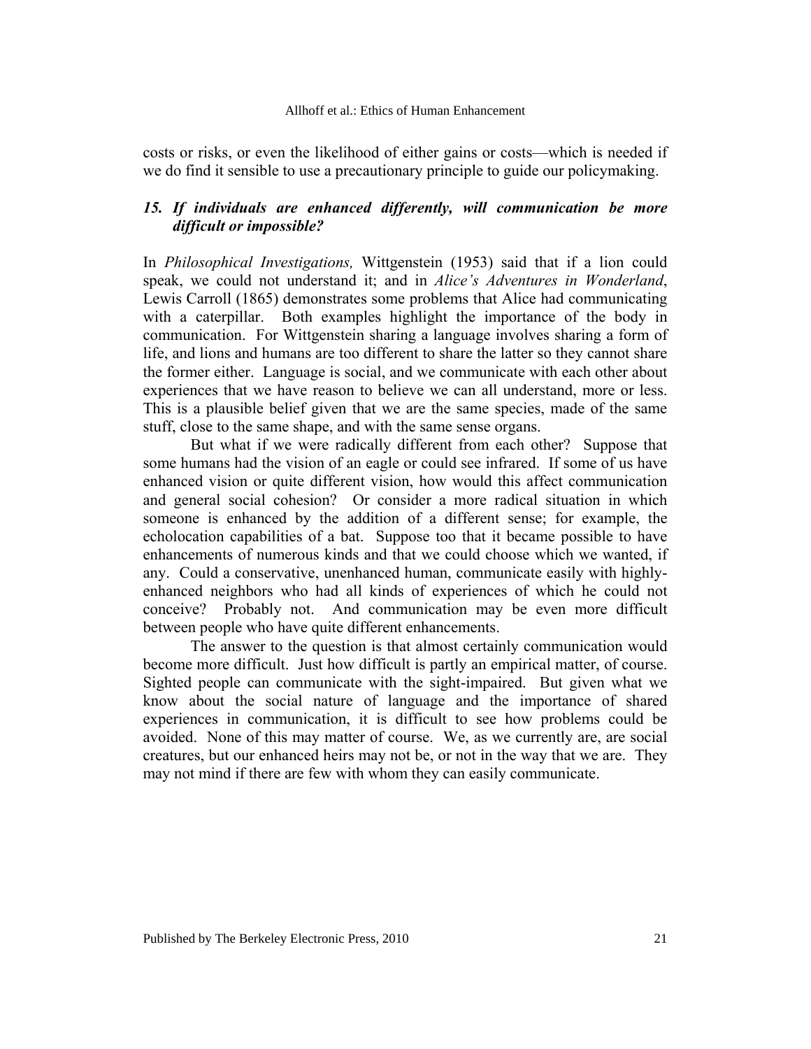costs or risks, or even the likelihood of either gains or costs—which is needed if we do find it sensible to use a precautionary principle to guide our policymaking.

### *15. If individuals are enhanced differently, will communication be more difficult or impossible?*

In *Philosophical Investigations,* Wittgenstein (1953) said that if a lion could speak, we could not understand it; and in *Alice's Adventures in Wonderland*, Lewis Carroll (1865) demonstrates some problems that Alice had communicating with a caterpillar. Both examples highlight the importance of the body in communication. For Wittgenstein sharing a language involves sharing a form of life, and lions and humans are too different to share the latter so they cannot share the former either. Language is social, and we communicate with each other about experiences that we have reason to believe we can all understand, more or less. This is a plausible belief given that we are the same species, made of the same stuff, close to the same shape, and with the same sense organs.

But what if we were radically different from each other? Suppose that some humans had the vision of an eagle or could see infrared. If some of us have enhanced vision or quite different vision, how would this affect communication and general social cohesion? Or consider a more radical situation in which someone is enhanced by the addition of a different sense; for example, the echolocation capabilities of a bat. Suppose too that it became possible to have enhancements of numerous kinds and that we could choose which we wanted, if any. Could a conservative, unenhanced human, communicate easily with highly-enhanced neighbors who had all kinds of experiences of which he could not conceive? Probably not. And communication may be even more difficult between people who have quite different enhancements.

The answer to the question is that almost certainly communication would become more difficult. Just how difficult is partly an empirical matter, of course. Sighted people can communicate with the sight-impaired. But given what we know about the social nature of language and the importance of shared experiences in communication, it is difficult to see how problems could be avoided. None of this may matter of course. We, as we currently are, are social creatures, but our enhanced heirs may not be, or not in the way that we are. They may not mind if there are few with whom they can easily communicate.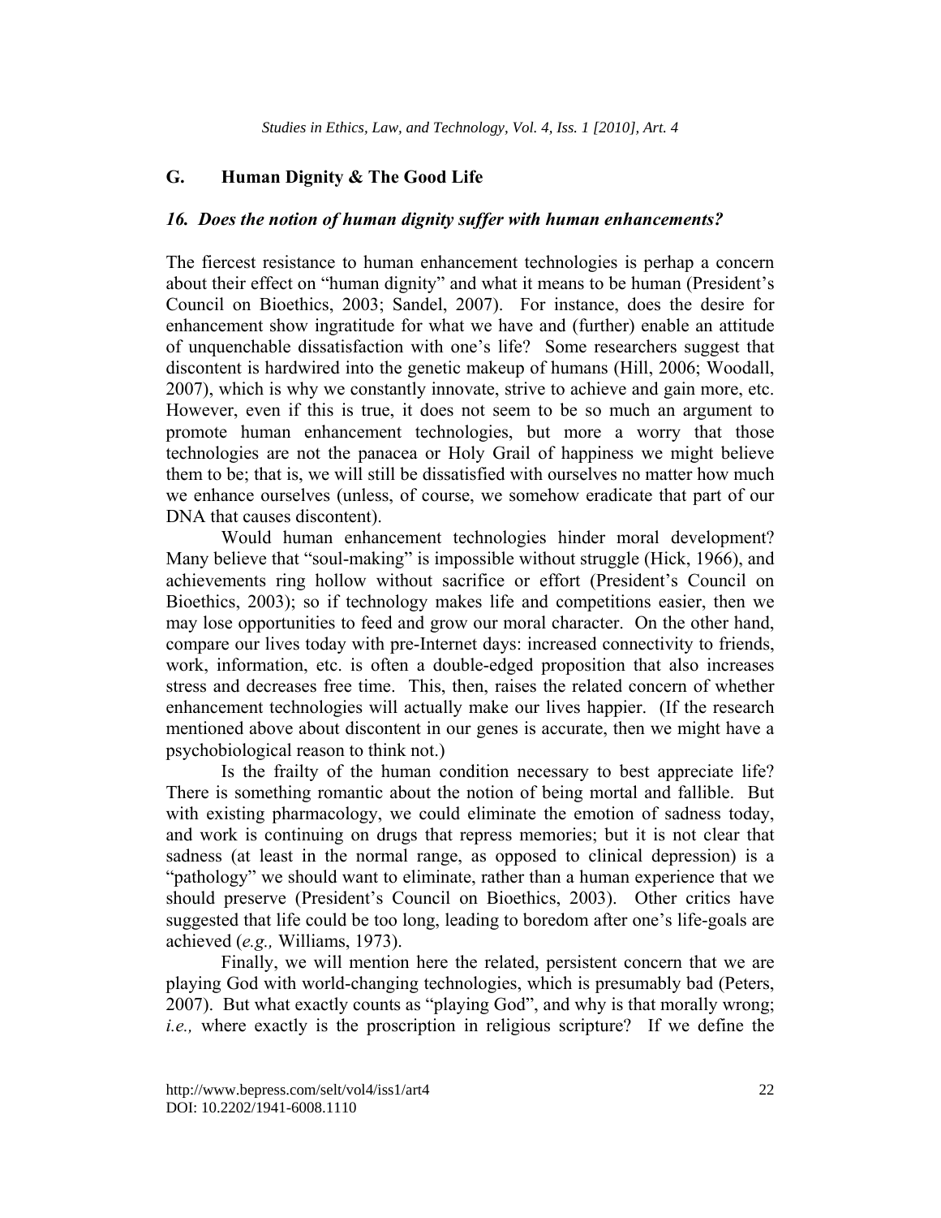## G. Human Dignity & The Good Life

### *16. Does the notion of human dignity suffer with human enhancements?*

The fiercest resistance to human enhancement technologies is perhap a concern about their effect on "human dignity" and what it means to be human (President's Council on Bioethics, 2003; Sandel, 2007). For instance, does the desire for enhancement show ingratitude for what we have and (further) enable an attitude of unquenchable dissatisfaction with one's life? Some researchers suggest that discontent is hardwired into the genetic makeup of humans (Hill, 2006; Woodall, 2007), which is why we constantly innovate, strive to achieve and gain more, etc. However, even if this is true, it does not seem to be so much an argument to promote human enhancement technologies, but more a worry that those technologies are not the panacea or Holy Grail of happiness we might believe them to be; that is, we will still be dissatisfied with ourselves no matter how much we enhance ourselves (unless, of course, we somehow eradicate that part of our DNA that causes discontent).

Would human enhancement technologies hinder moral development? Many believe that "soul-making" is impossible without struggle (Hick, 1966), and achievements ring hollow without sacrifice or effort (President's Council on Bioethics, 2003); so if technology makes life and competitions easier, then we may lose opportunities to feed and grow our moral character. On the other hand, compare our lives today with pre-Internet days: increased connectivity to friends, work, information, etc. is often a double-edged proposition that also increases stress and decreases free time. This, then, raises the related concern of whether enhancement technologies will actually make our lives happier. (If the research mentioned above about discontent in our genes is accurate, then we might have a psychobiological reason to think not.)

Is the frailty of the human condition necessary to best appreciate life? There is something romantic about the notion of being mortal and fallible. But with existing pharmacology, we could eliminate the emotion of sadness today, and work is continuing on drugs that repress memories; but it is not clear that sadness (at least in the normal range, as opposed to clinical depression) is a "pathology" we should want to eliminate, rather than a human experience that we should preserve (President's Council on Bioethics, 2003). Other critics have suggested that life could be too long, leading to boredom after one's life-goals are achieved (*e.g.,* Williams, 1973).

Finally, we will mention here the related, persistent concern that we are playing God with world-changing technologies, which is presumably bad (Peters, 2007). But what exactly counts as "playing God", and why is that morally wrong; *i.e.,* where exactly is the proscription in religious scripture? If we define the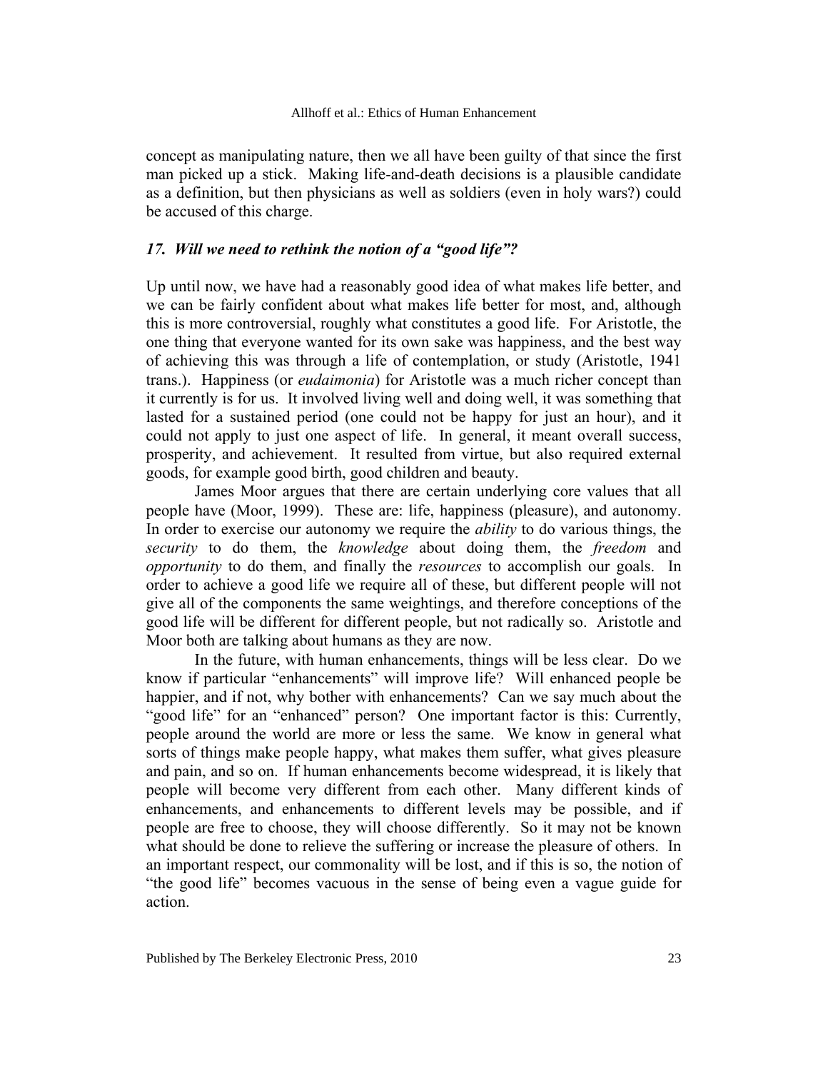concept as manipulating nature, then we all have been guilty of that since the first man picked up a stick. Making life-and-death decisions is a plausible candidate as a definition, but then physicians as well as soldiers (even in holy wars?) could be accused of this charge.

### *17. Will we need to rethink the notion of a "good life"?*

Up until now, we have had a reasonably good idea of what makes life better, and we can be fairly confident about what makes life better for most, and, although this is more controversial, roughly what constitutes a good life. For Aristotle, the one thing that everyone wanted for its own sake was happiness, and the best way of achieving this was through a life of contemplation, or study (Aristotle, 1941 trans.). Happiness (or *eudaimonia*) for Aristotle was a much richer concept than it currently is for us. It involved living well and doing well, it was something that lasted for a sustained period (one could not be happy for just an hour), and it could not apply to just one aspect of life. In general, it meant overall success, prosperity, and achievement. It resulted from virtue, but also required external goods, for example good birth, good children and beauty.

James Moor argues that there are certain underlying core values that all people have (Moor, 1999). These are: life, happiness (pleasure), and autonomy. In order to exercise our autonomy we require the *ability* to do various things, the *security* to do them, the *knowledge* about doing them, the *freedom* and *opportunity* to do them, and finally the *resources* to accomplish our goals. In order to achieve a good life we require all of these, but different people will not give all of the components the same weightings, and therefore conceptions of the good life will be different for different people, but not radically so. Aristotle and Moor both are talking about humans as they are now.

In the future, with human enhancements, things will be less clear. Do we know if particular "enhancements" will improve life? Will enhanced people be happier, and if not, why bother with enhancements? Can we say much about the "good life" for an "enhanced" person? One important factor is this: Currently, people around the world are more or less the same. We know in general what sorts of things make people happy, what makes them suffer, what gives pleasure and pain, and so on. If human enhancements become widespread, it is likely that people will become very different from each other. Many different kinds of enhancements, and enhancements to different levels may be possible, and if people are free to choose, they will choose differently. So it may not be known what should be done to relieve the suffering or increase the pleasure of others. In an important respect, our commonality will be lost, and if this is so, the notion of "the good life" becomes vacuous in the sense of being even a vague guide for action.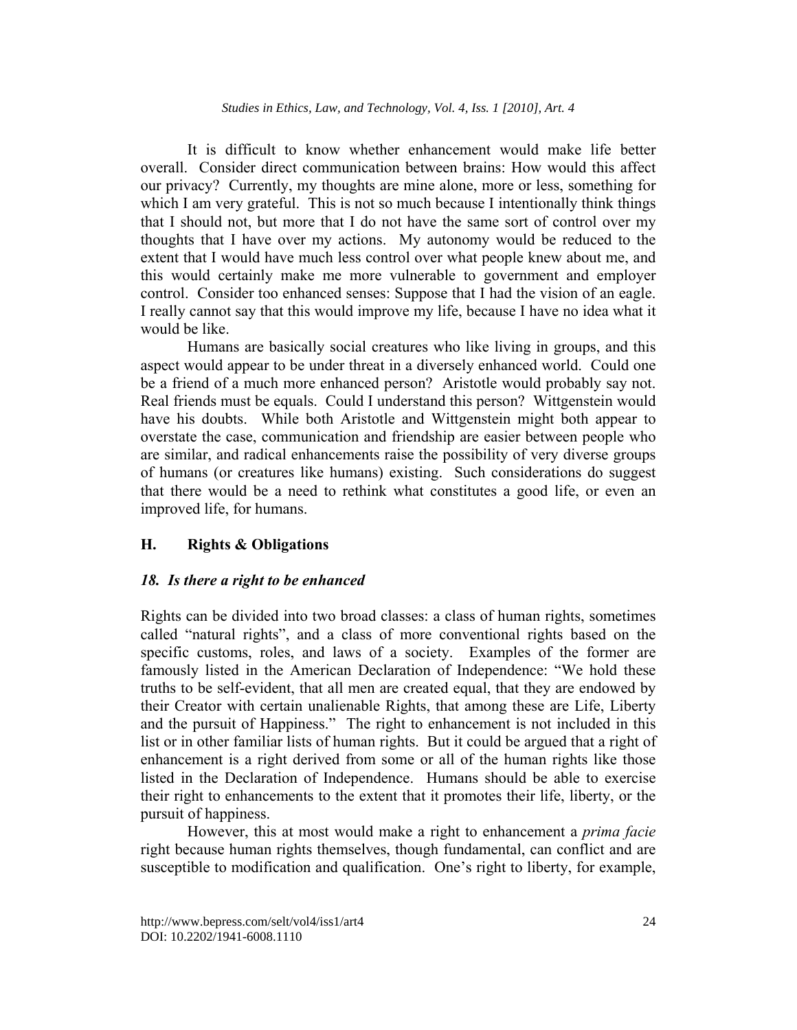It is difficult to know whether enhancement would make life better overall. Consider direct communication between brains: How would this affect our privacy? Currently, my thoughts are mine alone, more or less, something for which I am very grateful. This is not so much because I intentionally think things that I should not, but more that I do not have the same sort of control over my thoughts that I have over my actions. My autonomy would be reduced to the extent that I would have much less control over what people knew about me, and this would certainly make me more vulnerable to government and employer control. Consider too enhanced senses: Suppose that I had the vision of an eagle. I really cannot say that this would improve my life, because I have no idea what it would be like.

Humans are basically social creatures who like living in groups, and this aspect would appear to be under threat in a diversely enhanced world. Could one be a friend of a much more enhanced person? Aristotle would probably say not. Real friends must be equals. Could I understand this person? Wittgenstein would have his doubts. While both Aristotle and Wittgenstein might both appear to overstate the case, communication and friendship are easier between people who are similar, and radical enhancements raise the possibility of very diverse groups of humans (or creatures like humans) existing. Such considerations do suggest that there would be a need to rethink what constitutes a good life, or even an improved life, for humans.

## H. Rights & Obligations

### *18. Is there a right to be enhanced*

Rights can be divided into two broad classes: a class of human rights, sometimes called "natural rights", and a class of more conventional rights based on the specific customs, roles, and laws of a society. Examples of the former are famously listed in the American Declaration of Independence: "We hold these truths to be self-evident, that all men are created equal, that they are endowed by their Creator with certain unalienable Rights, that among these are Life, Liberty and the pursuit of Happiness." The right to enhancement is not included in this list or in other familiar lists of human rights. But it could be argued that a right of enhancement is a right derived from some or all of the human rights like those listed in the Declaration of Independence. Humans should be able to exercise their right to enhancements to the extent that it promotes their life, liberty, or the pursuit of happiness.

However, this at most would make a right to enhancement a *prima facie* right because human rights themselves, though fundamental, can conflict and are susceptible to modification and qualification. One's right to liberty, for example,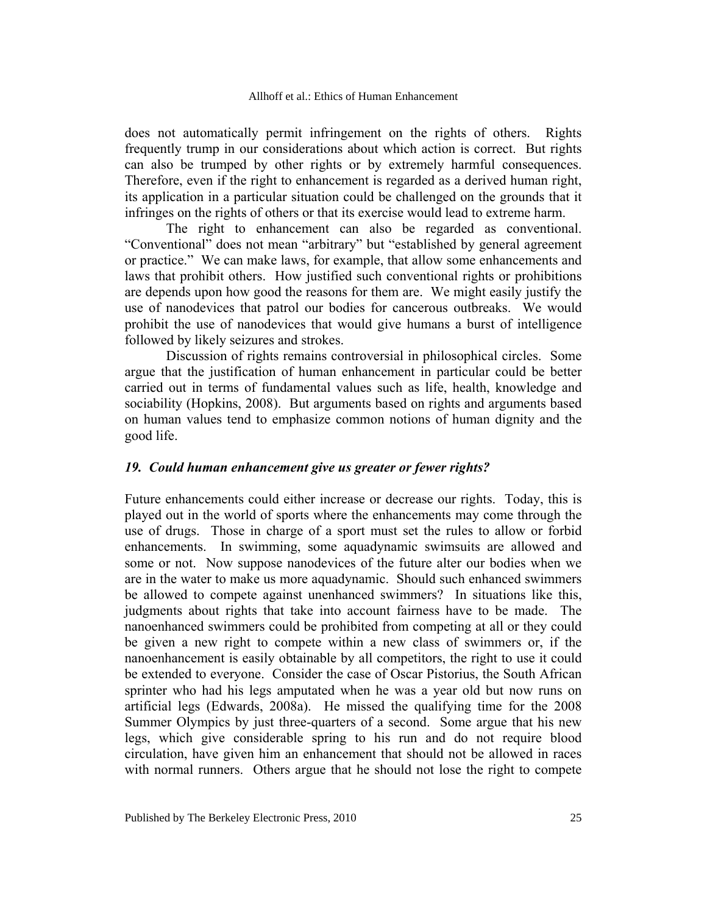does not automatically permit infringement on the rights of others. Rights frequently trump in our considerations about which action is correct. But rights can also be trumped by other rights or by extremely harmful consequences. Therefore, even if the right to enhancement is regarded as a derived human right, its application in a particular situation could be challenged on the grounds that it infringes on the rights of others or that its exercise would lead to extreme harm.

The right to enhancement can also be regarded as conventional. "Conventional" does not mean "arbitrary" but "established by general agreement or practice." We can make laws, for example, that allow some enhancements and laws that prohibit others. How justified such conventional rights or prohibitions are depends upon how good the reasons for them are. We might easily justify the use of nanodevices that patrol our bodies for cancerous outbreaks. We would prohibit the use of nanodevices that would give humans a burst of intelligence followed by likely seizures and strokes.

Discussion of rights remains controversial in philosophical circles. Some argue that the justification of human enhancement in particular could be better carried out in terms of fundamental values such as life, health, knowledge and sociability (Hopkins, 2008). But arguments based on rights and arguments based on human values tend to emphasize common notions of human dignity and the good life.

### *19. Could human enhancement give us greater or fewer rights?*

Future enhancements could either increase or decrease our rights. Today, this is played out in the world of sports where the enhancements may come through the use of drugs. Those in charge of a sport must set the rules to allow or forbid enhancements. In swimming, some aquadynamic swimsuits are allowed and some or not. Now suppose nanodevices of the future alter our bodies when we are in the water to make us more aquadynamic. Should such enhanced swimmers be allowed to compete against unenhanced swimmers? In situations like this, judgments about rights that take into account fairness have to be made. The nanoenhanced swimmers could be prohibited from competing at all or they could be given a new right to compete within a new class of swimmers or, if the nanoenhancement is easily obtainable by all competitors, the right to use it could be extended to everyone. Consider the case of Oscar Pistorius, the South African sprinter who had his legs amputated when he was a year old but now runs on artificial legs (Edwards, 2008a). He missed the qualifying time for the 2008 Summer Olympics by just three-quarters of a second. Some argue that his new legs, which give considerable spring to his run and do not require blood circulation, have given him an enhancement that should not be allowed in races with normal runners. Others argue that he should not lose the right to compete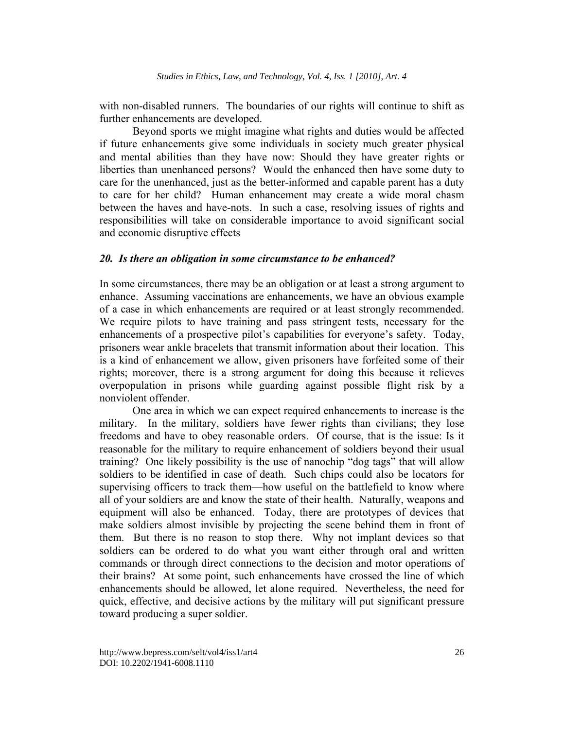with non-disabled runners. The boundaries of our rights will continue to shift as further enhancements are developed.

Beyond sports we might imagine what rights and duties would be affected if future enhancements give some individuals in society much greater physical and mental abilities than they have now: Should they have greater rights or liberties than unenhanced persons? Would the enhanced then have some duty to care for the unenhanced, just as the better-informed and capable parent has a duty to care for her child? Human enhancement may create a wide moral chasm between the haves and have-nots. In such a case, resolving issues of rights and responsibilities will take on considerable importance to avoid significant social and economic disruptive effects

### *20. Is there an obligation in some circumstance to be enhanced?*

In some circumstances, there may be an obligation or at least a strong argument to enhance. Assuming vaccinations are enhancements, we have an obvious example of a case in which enhancements are required or at least strongly recommended. We require pilots to have training and pass stringent tests, necessary for the enhancements of a prospective pilot's capabilities for everyone's safety. Today, prisoners wear ankle bracelets that transmit information about their location. This is a kind of enhancement we allow, given prisoners have forfeited some of their rights; moreover, there is a strong argument for doing this because it relieves overpopulation in prisons while guarding against possible flight risk by a nonviolent offender.

One area in which we can expect required enhancements to increase is the military. In the military, soldiers have fewer rights than civilians; they lose freedoms and have to obey reasonable orders. Of course, that is the issue: Is it reasonable for the military to require enhancement of soldiers beyond their usual training? One likely possibility is the use of nanochip "dog tags" that will allow soldiers to be identified in case of death. Such chips could also be locators for supervising officers to track them—how useful on the battlefield to know where all of your soldiers are and know the state of their health. Naturally, weapons and equipment will also be enhanced. Today, there are prototypes of devices that make soldiers almost invisible by projecting the scene behind them in front of them. But there is no reason to stop there. Why not implant devices so that soldiers can be ordered to do what you want either through oral and written commands or through direct connections to the decision and motor operations of their brains? At some point, such enhancements have crossed the line of which enhancements should be allowed, let alone required. Nevertheless, the need for quick, effective, and decisive actions by the military will put significant pressure toward producing a super soldier.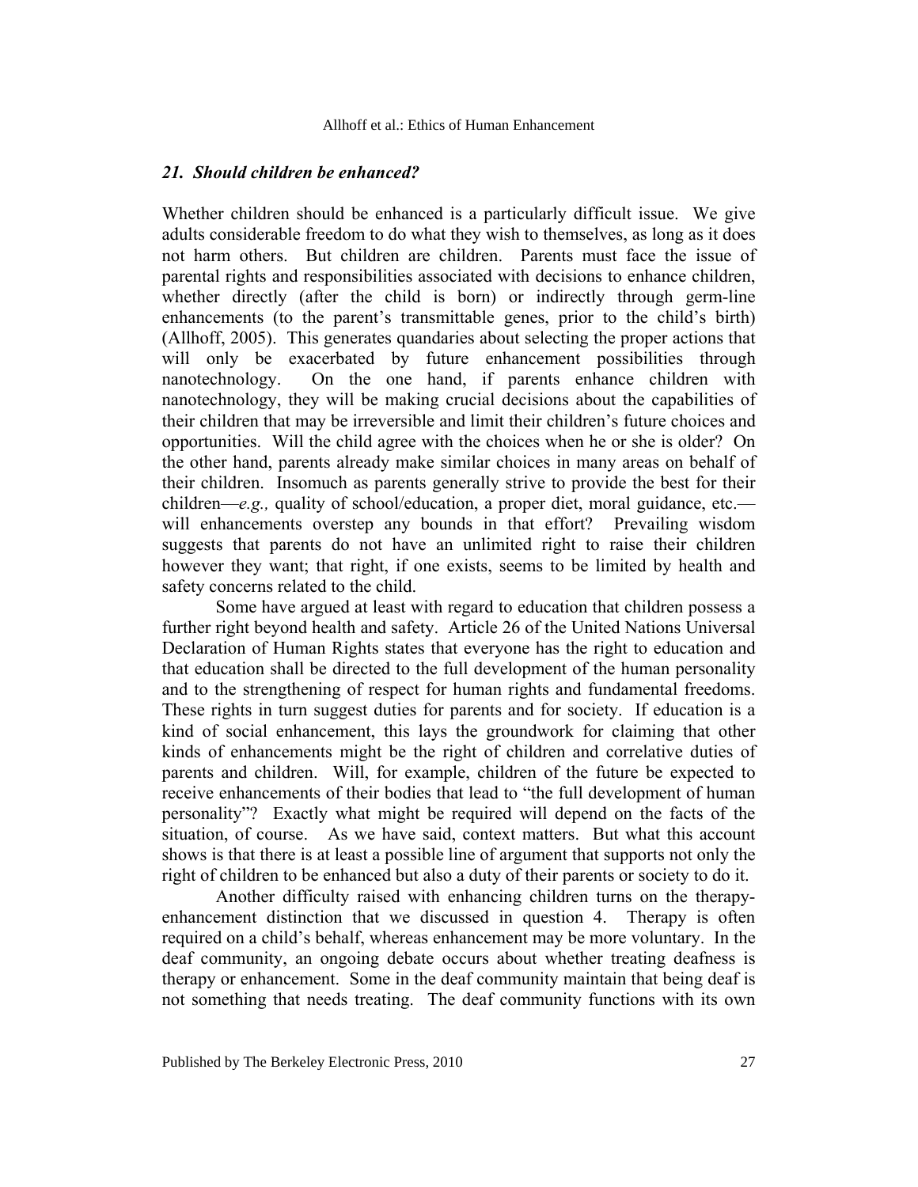### *21. Should children be enhanced?*

Whether children should be enhanced is a particularly difficult issue. We give adults considerable freedom to do what they wish to themselves, as long as it does not harm others. But children are children. Parents must face the issue of parental rights and responsibilities associated with decisions to enhance children, whether directly (after the child is born) or indirectly through germ-line enhancements (to the parent's transmittable genes, prior to the child's birth) (Allhoff, 2005). This generates quandaries about selecting the proper actions that will only be exacerbated by future enhancement possibilities through nanotechnology. On the one hand, if parents enhance children with nanotechnology, they will be making crucial decisions about the capabilities of their children that may be irreversible and limit their children's future choices and opportunities. Will the child agree with the choices when he or she is older? On the other hand, parents already make similar choices in many areas on behalf of their children. Insomuch as parents generally strive to provide the best for their children—*e.g.,* quality of school/education, a proper diet, moral guidance, etc.—will enhancements overstep any bounds in that effort? Prevailing wisdom suggests that parents do not have an unlimited right to raise their children however they want; that right, if one exists, seems to be limited by health and safety concerns related to the child.

Some have argued at least with regard to education that children possess a further right beyond health and safety. Article 26 of the United Nations Universal Declaration of Human Rights states that everyone has the right to education and that education shall be directed to the full development of the human personality and to the strengthening of respect for human rights and fundamental freedoms. These rights in turn suggest duties for parents and for society. If education is a kind of social enhancement, this lays the groundwork for claiming that other kinds of enhancements might be the right of children and correlative duties of parents and children. Will, for example, children of the future be expected to receive enhancements of their bodies that lead to "the full development of human personality"? Exactly what might be required will depend on the facts of the situation, of course. As we have said, context matters. But what this account shows is that there is at least a possible line of argument that supports not only the right of children to be enhanced but also a duty of their parents or society to do it.

Another difficulty raised with enhancing children turns on the therapy-enhancement distinction that we discussed in question 4. Therapy is often required on a child's behalf, whereas enhancement may be more voluntary. In the deaf community, an ongoing debate occurs about whether treating deafness is therapy or enhancement. Some in the deaf community maintain that being deaf is not something that needs treating. The deaf community functions with its own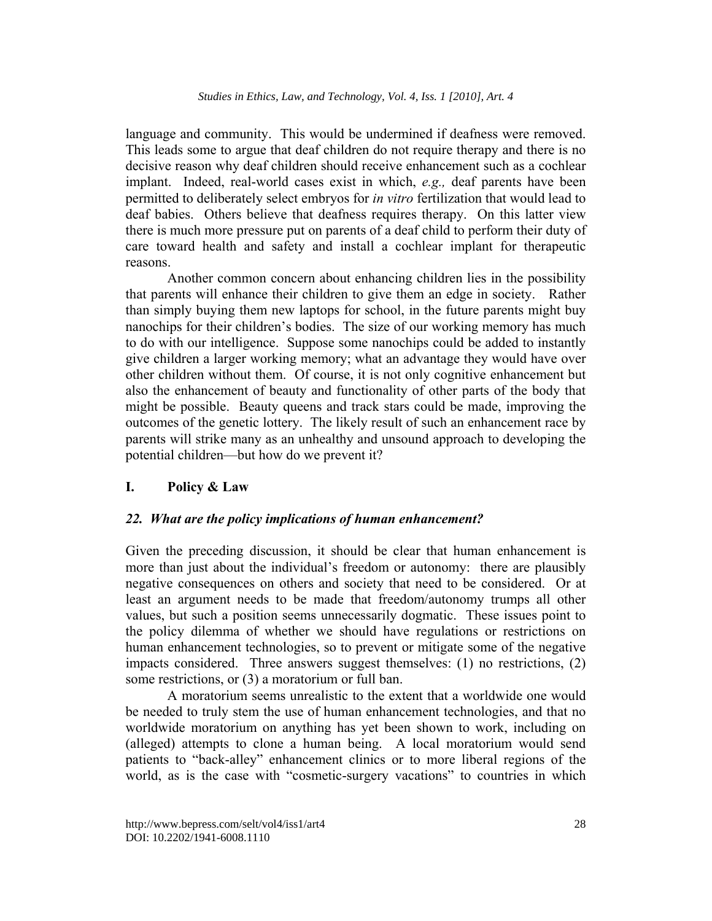language and community. This would be undermined if deafness were removed. This leads some to argue that deaf children do not require therapy and there is no decisive reason why deaf children should receive enhancement such as a cochlear implant. Indeed, real-world cases exist in which, *e.g.,* deaf parents have been permitted to deliberately select embryos for *in vitro* fertilization that would lead to deaf babies. Others believe that deafness requires therapy. On this latter view there is much more pressure put on parents of a deaf child to perform their duty of care toward health and safety and install a cochlear implant for therapeutic reasons.

Another common concern about enhancing children lies in the possibility that parents will enhance their children to give them an edge in society. Rather than simply buying them new laptops for school, in the future parents might buy nanochips for their children's bodies. The size of our working memory has much to do with our intelligence. Suppose some nanochips could be added to instantly give children a larger working memory; what an advantage they would have over other children without them. Of course, it is not only cognitive enhancement but also the enhancement of beauty and functionality of other parts of the body that might be possible. Beauty queens and track stars could be made, improving the outcomes of the genetic lottery. The likely result of such an enhancement race by parents will strike many as an unhealthy and unsound approach to developing the potential children—but how do we prevent it?

## I. Policy & Law

### *22. What are the policy implications of human enhancement?*

Given the preceding discussion, it should be clear that human enhancement is more than just about the individual's freedom or autonomy: there are plausibly negative consequences on others and society that need to be considered. Or at least an argument needs to be made that freedom/autonomy trumps all other values, but such a position seems unnecessarily dogmatic. These issues point to the policy dilemma of whether we should have regulations or restrictions on human enhancement technologies, so to prevent or mitigate some of the negative impacts considered. Three answers suggest themselves: (1) no restrictions, (2) some restrictions, or (3) a moratorium or full ban.

A moratorium seems unrealistic to the extent that a worldwide one would be needed to truly stem the use of human enhancement technologies, and that no worldwide moratorium on anything has yet been shown to work, including on (alleged) attempts to clone a human being. A local moratorium would send patients to "back-alley" enhancement clinics or to more liberal regions of the world, as is the case with "cosmetic-surgery vacations" to countries in which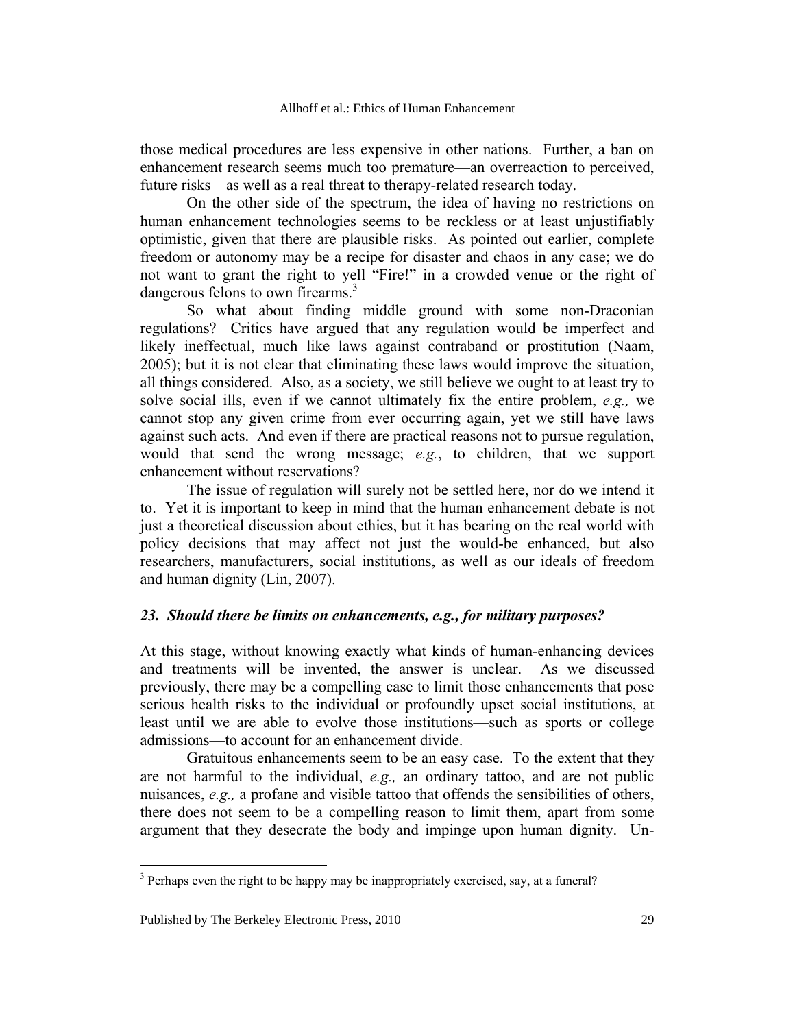those medical procedures are less expensive in other nations. Further, a ban on enhancement research seems much too premature—an overreaction to perceived, future risks—as well as a real threat to therapy-related research today.

On the other side of the spectrum, the idea of having no restrictions on human enhancement technologies seems to be reckless or at least unjustifiably optimistic, given that there are plausible risks. As pointed out earlier, complete freedom or autonomy may be a recipe for disaster and chaos in any case; we do not want to grant the right to yell "Fire!" in a crowded venue or the right of dangerous felons to own firearms.[3]

So what about finding middle ground with some non-Draconian regulations? Critics have argued that any regulation would be imperfect and likely ineffectual, much like laws against contraband or prostitution (Naam, 2005); but it is not clear that eliminating these laws would improve the situation, all things considered. Also, as a society, we still believe we ought to at least try to solve social ills, even if we cannot ultimately fix the entire problem, *e.g.,* we cannot stop any given crime from ever occurring again, yet we still have laws against such acts. And even if there are practical reasons not to pursue regulation, would that send the wrong message; *e.g.*, to children, that we support enhancement without reservations?

The issue of regulation will surely not be settled here, nor do we intend it to. Yet it is important to keep in mind that the human enhancement debate is not just a theoretical discussion about ethics, but it has bearing on the real world with policy decisions that may affect not just the would-be enhanced, but also researchers, manufacturers, social institutions, as well as our ideals of freedom and human dignity (Lin, 2007).

### *23. Should there be limits on enhancements, e.g., for military purposes?*

At this stage, without knowing exactly what kinds of human-enhancing devices and treatments will be invented, the answer is unclear. As we discussed previously, there may be a compelling case to limit those enhancements that pose serious health risks to the individual or profoundly upset social institutions, at least until we are able to evolve those institutions—such as sports or college admissions—to account for an enhancement divide.

Gratuitous enhancements seem to be an easy case. To the extent that they are not harmful to the individual, *e.g.,* an ordinary tattoo, and are not public nuisances, *e.g.,* a profane and visible tattoo that offends the sensibilities of others, there does not seem to be a compelling reason to limit them, apart from some argument that they desecrate the body and impinge upon human dignity. Un-

[3] Perhaps even the right to be happy may be inappropriately exercised, say, at a funeral?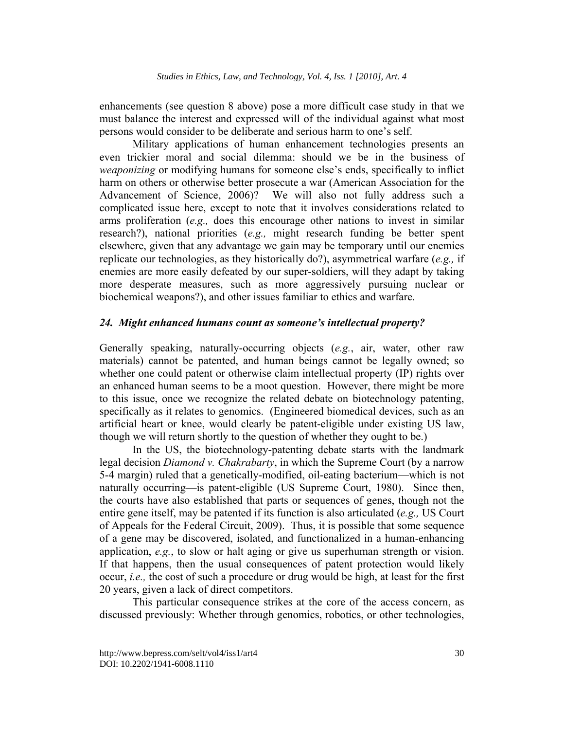enhancements (see question 8 above) pose a more difficult case study in that we must balance the interest and expressed will of the individual against what most persons would consider to be deliberate and serious harm to one's self.

Military applications of human enhancement technologies presents an even trickier moral and social dilemma: should we be in the business of *weaponizing* or modifying humans for someone else's ends, specifically to inflict harm on others or otherwise better prosecute a war (American Association for the Advancement of Science, 2006)? We will also not fully address such a complicated issue here, except to note that it involves considerations related to arms proliferation (*e.g.,* does this encourage other nations to invest in similar research?), national priorities (*e.g.,* might research funding be better spent elsewhere, given that any advantage we gain may be temporary until our enemies replicate our technologies, as they historically do?), asymmetrical warfare (*e.g.,* if enemies are more easily defeated by our super-soldiers, will they adapt by taking more desperate measures, such as more aggressively pursuing nuclear or biochemical weapons?), and other issues familiar to ethics and warfare.

### *24. Might enhanced humans count as someone's intellectual property?*

Generally speaking, naturally-occurring objects (*e.g.*, air, water, other raw materials) cannot be patented, and human beings cannot be legally owned; so whether one could patent or otherwise claim intellectual property (IP) rights over an enhanced human seems to be a moot question. However, there might be more to this issue, once we recognize the related debate on biotechnology patenting, specifically as it relates to genomics. (Engineered biomedical devices, such as an artificial heart or knee, would clearly be patent-eligible under existing US law, though we will return shortly to the question of whether they ought to be.)

In the US, the biotechnology-patenting debate starts with the landmark legal decision *Diamond v. Chakrabarty*, in which the Supreme Court (by a narrow 5-4 margin) ruled that a genetically-modified, oil-eating bacterium—which is not naturally occurring—is patent-eligible (US Supreme Court, 1980). Since then, the courts have also established that parts or sequences of genes, though not the entire gene itself, may be patented if its function is also articulated (*e.g.,* US Court of Appeals for the Federal Circuit, 2009). Thus, it is possible that some sequence of a gene may be discovered, isolated, and functionalized in a human-enhancing application, *e.g.*, to slow or halt aging or give us superhuman strength or vision. If that happens, then the usual consequences of patent protection would likely occur, *i.e.,* the cost of such a procedure or drug would be high, at least for the first 20 years, given a lack of direct competitors.

This particular consequence strikes at the core of the access concern, as discussed previously: Whether through genomics, robotics, or other technologies,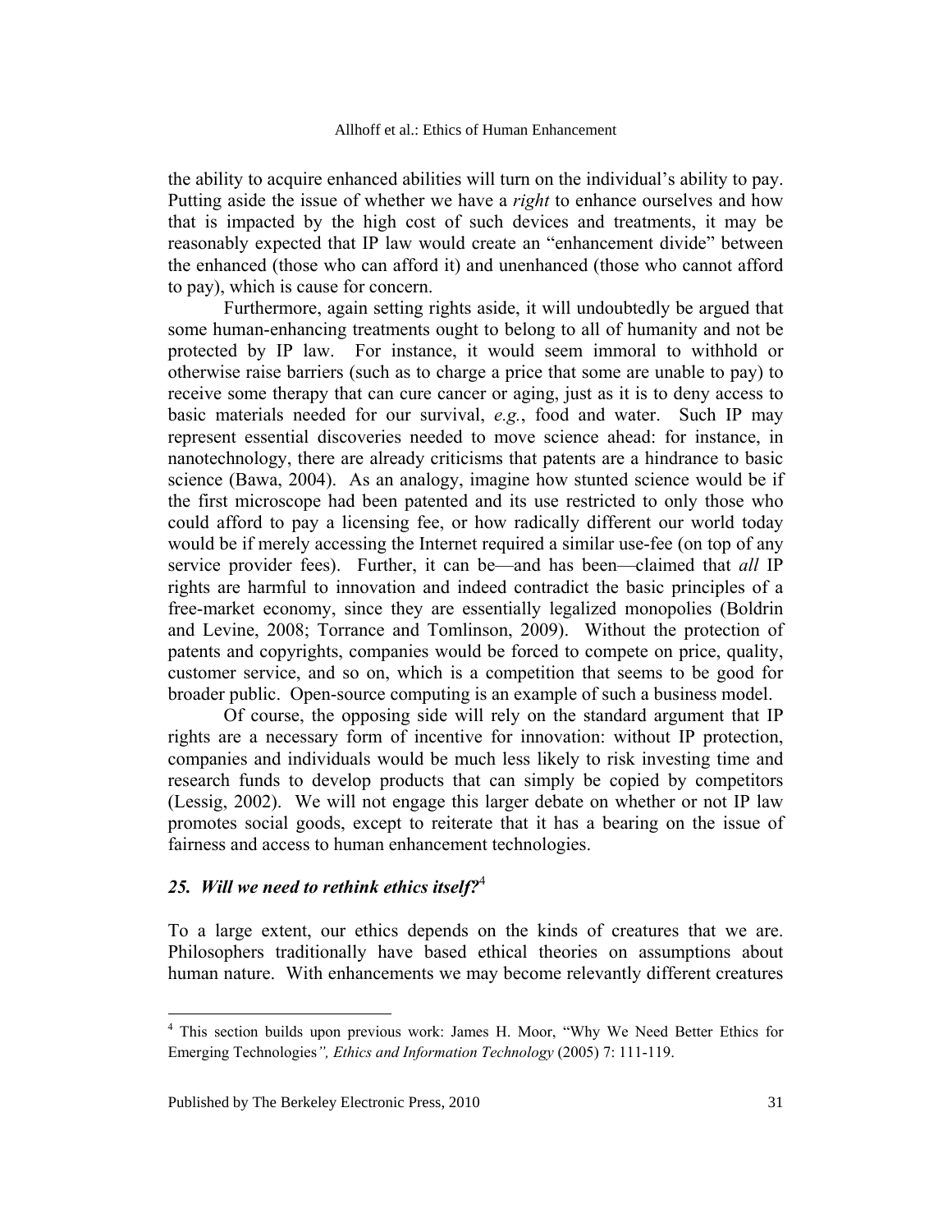the ability to acquire enhanced abilities will turn on the individual's ability to pay. Putting aside the issue of whether we have a *right* to enhance ourselves and how that is impacted by the high cost of such devices and treatments, it may be reasonably expected that IP law would create an "enhancement divide" between the enhanced (those who can afford it) and unenhanced (those who cannot afford to pay), which is cause for concern.

Furthermore, again setting rights aside, it will undoubtedly be argued that some human-enhancing treatments ought to belong to all of humanity and not be protected by IP law. For instance, it would seem immoral to withhold or otherwise raise barriers (such as to charge a price that some are unable to pay) to receive some therapy that can cure cancer or aging, just as it is to deny access to basic materials needed for our survival, *e.g.*, food and water. Such IP may represent essential discoveries needed to move science ahead: for instance, in nanotechnology, there are already criticisms that patents are a hindrance to basic science (Bawa, 2004). As an analogy, imagine how stunted science would be if the first microscope had been patented and its use restricted to only those who could afford to pay a licensing fee, or how radically different our world today would be if merely accessing the Internet required a similar use-fee (on top of any service provider fees). Further, it can be—and has been—claimed that *all* IP rights are harmful to innovation and indeed contradict the basic principles of a free-market economy, since they are essentially legalized monopolies (Boldrin and Levine, 2008; Torrance and Tomlinson, 2009). Without the protection of patents and copyrights, companies would be forced to compete on price, quality, customer service, and so on, which is a competition that seems to be good for broader public. Open-source computing is an example of such a business model.

Of course, the opposing side will rely on the standard argument that IP rights are a necessary form of incentive for innovation: without IP protection, companies and individuals would be much less likely to risk investing time and research funds to develop products that can simply be copied by competitors (Lessig, 2002). We will not engage this larger debate on whether or not IP law promotes social goods, except to reiterate that it has a bearing on the issue of fairness and access to human enhancement technologies.

### *25. Will we need to rethink ethics itself?*[4]

To a large extent, our ethics depends on the kinds of creatures that we are. Philosophers traditionally have based ethical theories on assumptions about human nature. With enhancements we may become relevantly different creatures

---

[4] This section builds upon previous work: James H. Moor, "Why We Need Better Ethics for Emerging Technologies*", Ethics and Information Technology* (2005) 7: 111-119.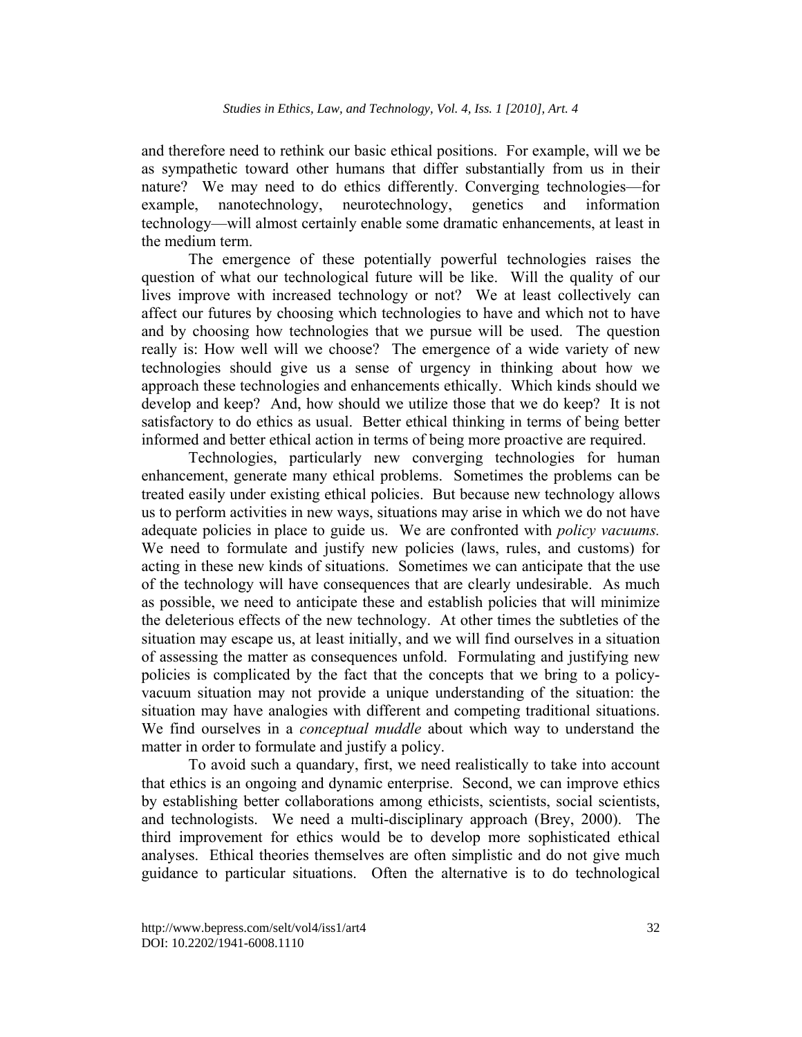and therefore need to rethink our basic ethical positions. For example, will we be as sympathetic toward other humans that differ substantially from us in their nature? We may need to do ethics differently. Converging technologies—for example, nanotechnology, neurotechnology, genetics and information technology—will almost certainly enable some dramatic enhancements, at least in the medium term.

The emergence of these potentially powerful technologies raises the question of what our technological future will be like. Will the quality of our lives improve with increased technology or not? We at least collectively can affect our futures by choosing which technologies to have and which not to have and by choosing how technologies that we pursue will be used. The question really is: How well will we choose? The emergence of a wide variety of new technologies should give us a sense of urgency in thinking about how we approach these technologies and enhancements ethically. Which kinds should we develop and keep? And, how should we utilize those that we do keep? It is not satisfactory to do ethics as usual. Better ethical thinking in terms of being better informed and better ethical action in terms of being more proactive are required.

Technologies, particularly new converging technologies for human enhancement, generate many ethical problems. Sometimes the problems can be treated easily under existing ethical policies. But because new technology allows us to perform activities in new ways, situations may arise in which we do not have adequate policies in place to guide us. We are confronted with *policy vacuums.* We need to formulate and justify new policies (laws, rules, and customs) for acting in these new kinds of situations. Sometimes we can anticipate that the use of the technology will have consequences that are clearly undesirable. As much as possible, we need to anticipate these and establish policies that will minimize the deleterious effects of the new technology. At other times the subtleties of the situation may escape us, at least initially, and we will find ourselves in a situation of assessing the matter as consequences unfold. Formulating and justifying new policies is complicated by the fact that the concepts that we bring to a policy-vacuum situation may not provide a unique understanding of the situation: the situation may have analogies with different and competing traditional situations. We find ourselves in a *conceptual muddle* about which way to understand the matter in order to formulate and justify a policy.

To avoid such a quandary, first, we need realistically to take into account that ethics is an ongoing and dynamic enterprise. Second, we can improve ethics by establishing better collaborations among ethicists, scientists, social scientists, and technologists. We need a multi-disciplinary approach (Brey, 2000). The third improvement for ethics would be to develop more sophisticated ethical analyses. Ethical theories themselves are often simplistic and do not give much guidance to particular situations. Often the alternative is to do technological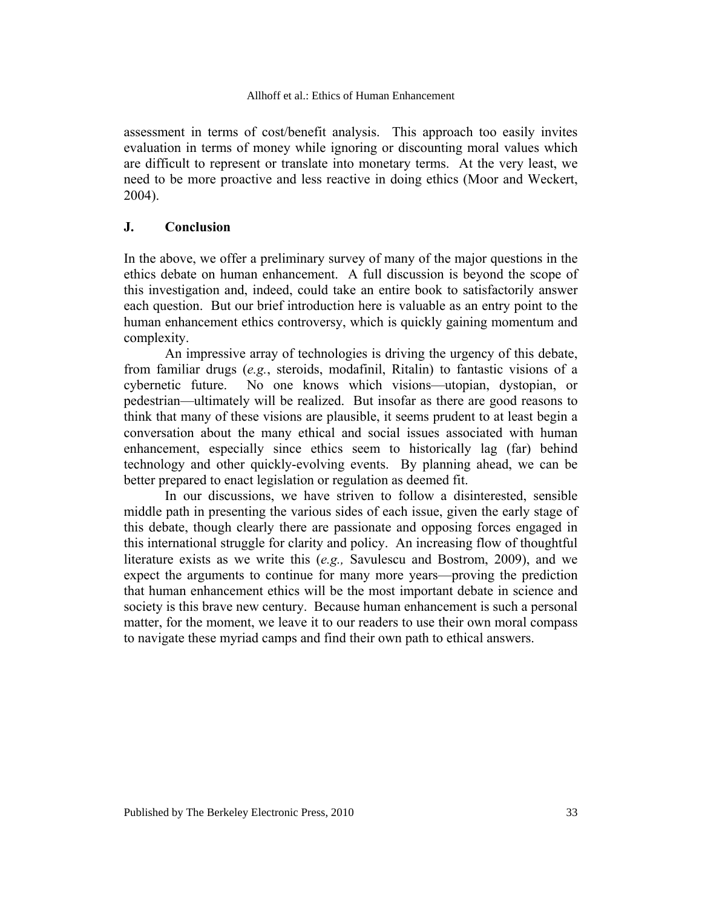assessment in terms of cost/benefit analysis. This approach too easily invites evaluation in terms of money while ignoring or discounting moral values which are difficult to represent or translate into monetary terms. At the very least, we need to be more proactive and less reactive in doing ethics (Moor and Weckert, 2004).

## J. Conclusion

In the above, we offer a preliminary survey of many of the major questions in the ethics debate on human enhancement. A full discussion is beyond the scope of this investigation and, indeed, could take an entire book to satisfactorily answer each question. But our brief introduction here is valuable as an entry point to the human enhancement ethics controversy, which is quickly gaining momentum and complexity.

An impressive array of technologies is driving the urgency of this debate, from familiar drugs (*e.g.*, steroids, modafinil, Ritalin) to fantastic visions of a cybernetic future. No one knows which visions—utopian, dystopian, or pedestrian—ultimately will be realized. But insofar as there are good reasons to think that many of these visions are plausible, it seems prudent to at least begin a conversation about the many ethical and social issues associated with human enhancement, especially since ethics seem to historically lag (far) behind technology and other quickly-evolving events. By planning ahead, we can be better prepared to enact legislation or regulation as deemed fit.

In our discussions, we have striven to follow a disinterested, sensible middle path in presenting the various sides of each issue, given the early stage of this debate, though clearly there are passionate and opposing forces engaged in this international struggle for clarity and policy. An increasing flow of thoughtful literature exists as we write this (*e.g.,* Savulescu and Bostrom, 2009), and we expect the arguments to continue for many more years—proving the prediction that human enhancement ethics will be the most important debate in science and society is this brave new century. Because human enhancement is such a personal matter, for the moment, we leave it to our readers to use their own moral compass to navigate these myriad camps and find their own path to ethical answers.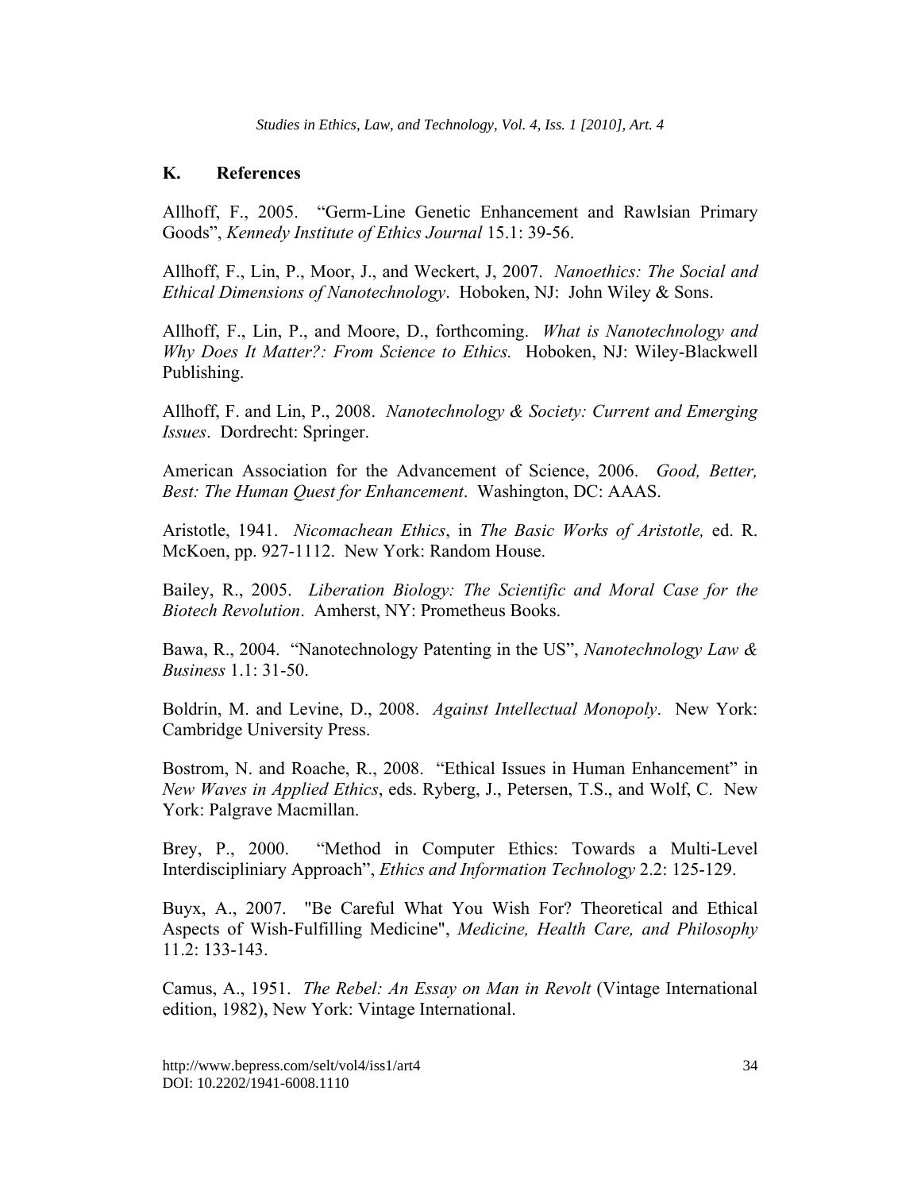## K. References

Allhoff, F., 2005. "Germ-Line Genetic Enhancement and Rawlsian Primary Goods", *Kennedy Institute of Ethics Journal* 15.1: 39-56.

Allhoff, F., Lin, P., Moor, J., and Weckert, J, 2007. *Nanoethics: The Social and Ethical Dimensions of Nanotechnology*. Hoboken, NJ: John Wiley & Sons.

Allhoff, F., Lin, P., and Moore, D., forthcoming. *What is Nanotechnology and Why Does It Matter?: From Science to Ethics.* Hoboken, NJ: Wiley-Blackwell Publishing.

Allhoff, F. and Lin, P., 2008. *Nanotechnology & Society: Current and Emerging Issues*. Dordrecht: Springer.

American Association for the Advancement of Science, 2006. *Good, Better, Best: The Human Quest for Enhancement*. Washington, DC: AAAS.

Aristotle, 1941. *Nicomachean Ethics*, in *The Basic Works of Aristotle,* ed. R. McKoen, pp. 927-1112. New York: Random House.

Bailey, R., 2005. *Liberation Biology: The Scientific and Moral Case for the Biotech Revolution*. Amherst, NY: Prometheus Books.

Bawa, R., 2004. "Nanotechnology Patenting in the US", *Nanotechnology Law & Business* 1.1: 31-50.

Boldrin, M. and Levine, D., 2008. *Against Intellectual Monopoly*. New York: Cambridge University Press.

Bostrom, N. and Roache, R., 2008. "Ethical Issues in Human Enhancement" in *New Waves in Applied Ethics*, eds. Ryberg, J., Petersen, T.S., and Wolf, C. New York: Palgrave Macmillan.

Brey, P., 2000. "Method in Computer Ethics: Towards a Multi-Level Interdiscipliniary Approach", *Ethics and Information Technology* 2.2: 125-129.

Buyx, A., 2007. "Be Careful What You Wish For? Theoretical and Ethical Aspects of Wish-Fulfilling Medicine", *Medicine, Health Care, and Philosophy* 11.2: 133-143.

Camus, A., 1951. *The Rebel: An Essay on Man in Revolt* (Vintage International edition, 1982), New York: Vintage International.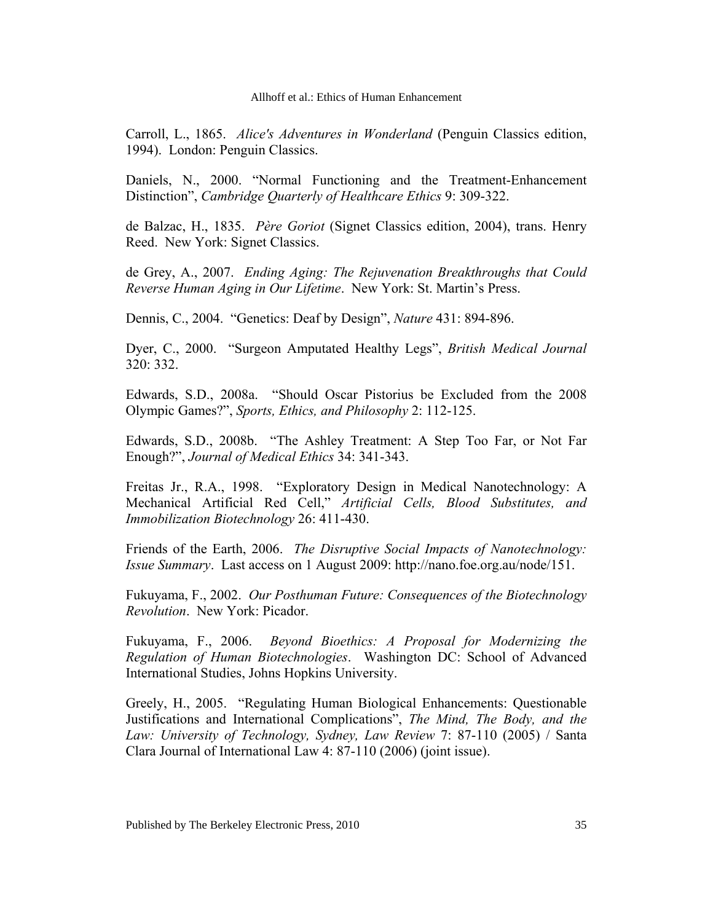Carroll, L., 1865. *Alice's Adventures in Wonderland* (Penguin Classics edition, 1994). London: Penguin Classics.

Daniels, N., 2000. "Normal Functioning and the Treatment-Enhancement Distinction", *Cambridge Quarterly of Healthcare Ethics* 9: 309-322.

de Balzac, H., 1835. *Père Goriot* (Signet Classics edition, 2004), trans. Henry Reed. New York: Signet Classics.

de Grey, A., 2007. *Ending Aging: The Rejuvenation Breakthroughs that Could Reverse Human Aging in Our Lifetime*. New York: St. Martin's Press.

Dennis, C., 2004. "Genetics: Deaf by Design", *Nature* 431: 894-896.

Dyer, C., 2000. "Surgeon Amputated Healthy Legs", *British Medical Journal* 320: 332.

Edwards, S.D., 2008a. "Should Oscar Pistorius be Excluded from the 2008 Olympic Games?", *Sports, Ethics, and Philosophy* 2: 112-125.

Edwards, S.D., 2008b. "The Ashley Treatment: A Step Too Far, or Not Far Enough?", *Journal of Medical Ethics* 34: 341-343.

Freitas Jr., R.A., 1998. "Exploratory Design in Medical Nanotechnology: A Mechanical Artificial Red Cell," *Artificial Cells, Blood Substitutes, and Immobilization Biotechnology* 26: 411-430.

Friends of the Earth, 2006. *The Disruptive Social Impacts of Nanotechnology: Issue Summary*. Last access on 1 August 2009: http://nano.foe.org.au/node/151.

Fukuyama, F., 2002. *Our Posthuman Future: Consequences of the Biotechnology Revolution*. New York: Picador.

Fukuyama, F., 2006. *Beyond Bioethics: A Proposal for Modernizing the Regulation of Human Biotechnologies*. Washington DC: School of Advanced International Studies, Johns Hopkins University.

Greely, H., 2005. "Regulating Human Biological Enhancements: Questionable Justifications and International Complications", *The Mind, The Body, and the Law: University of Technology, Sydney, Law Review* 7: 87-110 (2005) / Santa Clara Journal of International Law 4: 87-110 (2006) (joint issue).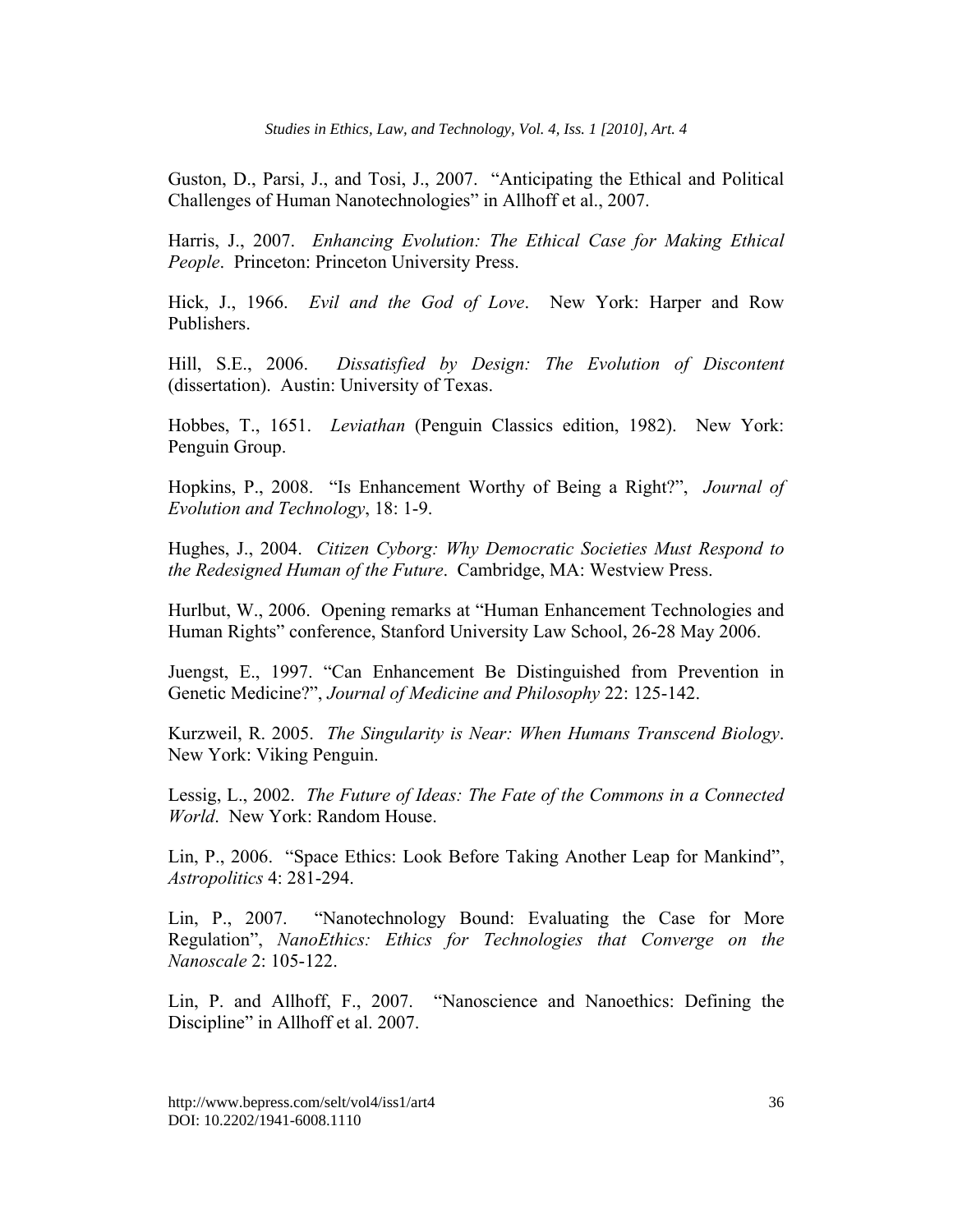Guston, D., Parsi, J., and Tosi, J., 2007. "Anticipating the Ethical and Political Challenges of Human Nanotechnologies" in Allhoff et al., 2007.

Harris, J., 2007. *Enhancing Evolution: The Ethical Case for Making Ethical People*. Princeton: Princeton University Press.

Hick, J., 1966. *Evil and the God of Love*. New York: Harper and Row Publishers.

Hill, S.E., 2006. *Dissatisfied by Design: The Evolution of Discontent* (dissertation). Austin: University of Texas.

Hobbes, T., 1651. *Leviathan* (Penguin Classics edition, 1982). New York: Penguin Group.

Hopkins, P., 2008. "Is Enhancement Worthy of Being a Right?", *Journal of Evolution and Technology*, 18: 1-9.

Hughes, J., 2004. *Citizen Cyborg: Why Democratic Societies Must Respond to the Redesigned Human of the Future*. Cambridge, MA: Westview Press.

Hurlbut, W., 2006. Opening remarks at "Human Enhancement Technologies and Human Rights" conference, Stanford University Law School, 26-28 May 2006.

Juengst, E., 1997. "Can Enhancement Be Distinguished from Prevention in Genetic Medicine?", *Journal of Medicine and Philosophy* 22: 125-142.

Kurzweil, R. 2005. *The Singularity is Near: When Humans Transcend Biology*. New York: Viking Penguin.

Lessig, L., 2002. *The Future of Ideas: The Fate of the Commons in a Connected World*. New York: Random House.

Lin, P., 2006. "Space Ethics: Look Before Taking Another Leap for Mankind", *Astropolitics* 4: 281-294.

Lin, P., 2007. "Nanotechnology Bound: Evaluating the Case for More Regulation", *NanoEthics: Ethics for Technologies that Converge on the Nanoscale* 2: 105-122.

Lin, P. and Allhoff, F., 2007. "Nanoscience and Nanoethics: Defining the Discipline" in Allhoff et al. 2007.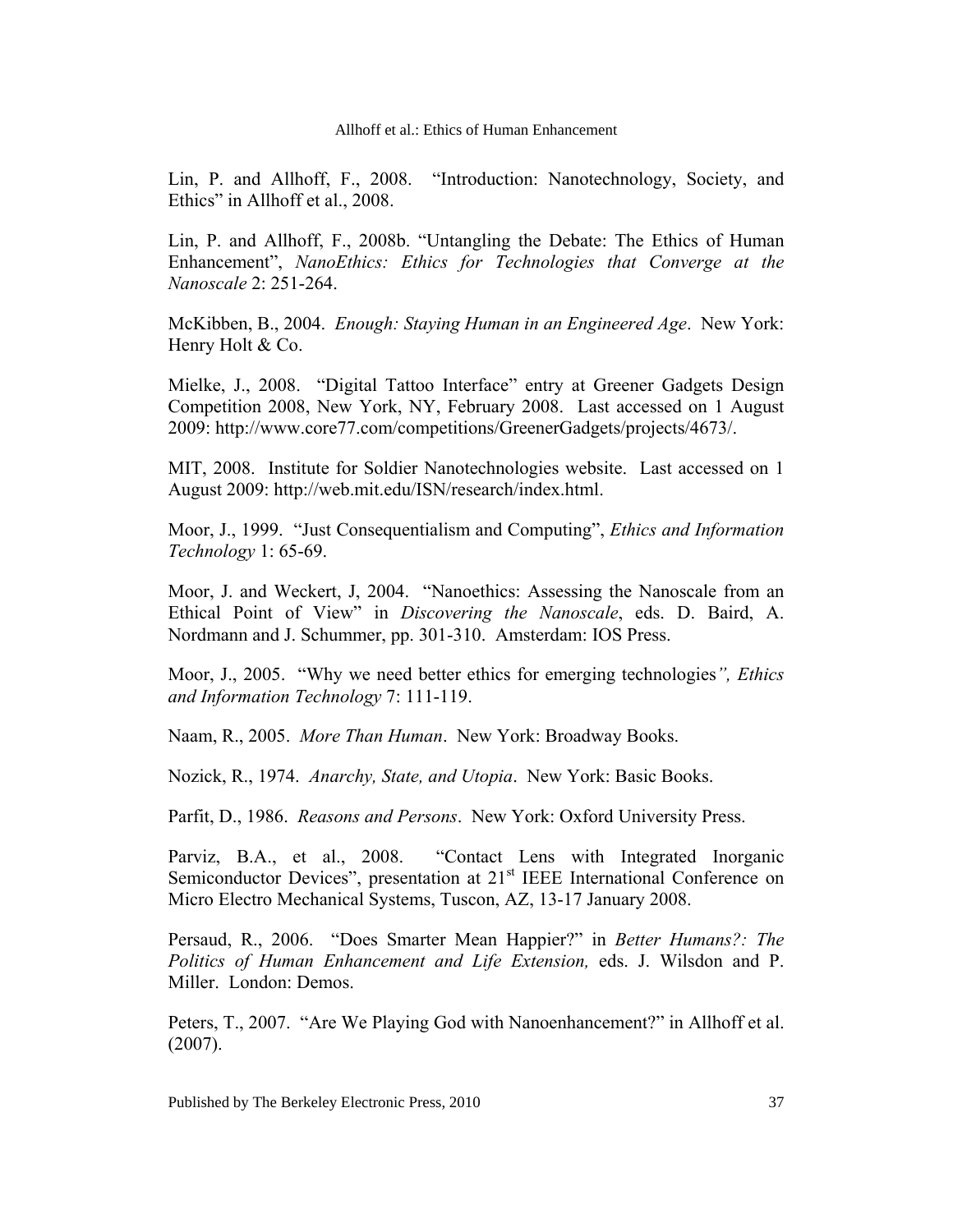Lin, P. and Allhoff, F., 2008. "Introduction: Nanotechnology, Society, and Ethics" in Allhoff et al., 2008.

Lin, P. and Allhoff, F., 2008b. "Untangling the Debate: The Ethics of Human Enhancement", *NanoEthics: Ethics for Technologies that Converge at the Nanoscale* 2: 251-264.

McKibben, B., 2004. *Enough: Staying Human in an Engineered Age*. New York: Henry Holt & Co.

Mielke, J., 2008. "Digital Tattoo Interface" entry at Greener Gadgets Design Competition 2008, New York, NY, February 2008. Last accessed on 1 August 2009: http://www.core77.com/competitions/GreenerGadgets/projects/4673/.

MIT, 2008. Institute for Soldier Nanotechnologies website. Last accessed on 1 August 2009: http://web.mit.edu/ISN/research/index.html.

Moor, J., 1999. "Just Consequentialism and Computing", *Ethics and Information Technology* 1: 65-69.

Moor, J. and Weckert, J, 2004. "Nanoethics: Assessing the Nanoscale from an Ethical Point of View" in *Discovering the Nanoscale*, eds. D. Baird, A. Nordmann and J. Schummer, pp. 301-310. Amsterdam: IOS Press.

Moor, J., 2005. "Why we need better ethics for emerging technologies*", Ethics and Information Technology* 7: 111-119.

Naam, R., 2005. *More Than Human*. New York: Broadway Books.

Nozick, R., 1974. *Anarchy, State, and Utopia*. New York: Basic Books.

Parfit, D., 1986. *Reasons and Persons*. New York: Oxford University Press.

Parviz, B.A., et al., 2008. "Contact Lens with Integrated Inorganic Semiconductor Devices", presentation at 21st IEEE International Conference on Micro Electro Mechanical Systems, Tuscon, AZ, 13-17 January 2008.

Persaud, R., 2006. "Does Smarter Mean Happier?" in *Better Humans?: The Politics of Human Enhancement and Life Extension,* eds. J. Wilsdon and P. Miller. London: Demos.

Peters, T., 2007. "Are We Playing God with Nanoenhancement?" in Allhoff et al. (2007).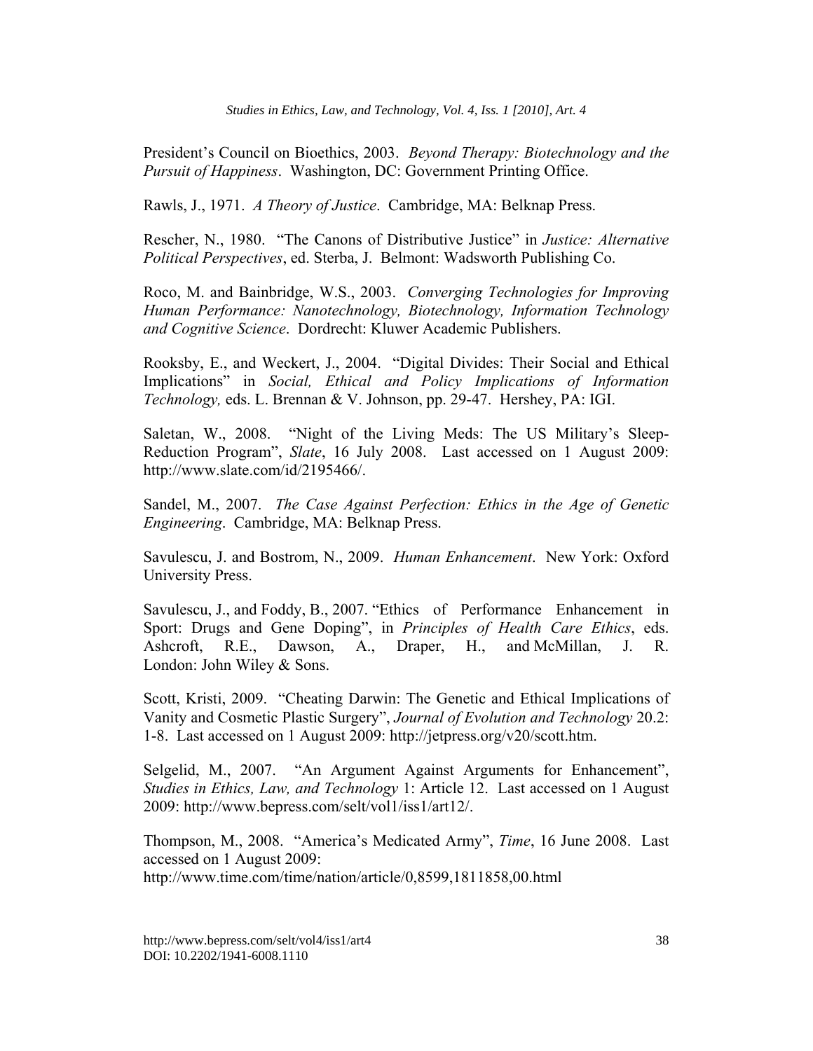President's Council on Bioethics, 2003. *Beyond Therapy: Biotechnology and the Pursuit of Happiness*. Washington, DC: Government Printing Office.

Rawls, J., 1971. *A Theory of Justice*. Cambridge, MA: Belknap Press.

Rescher, N., 1980. "The Canons of Distributive Justice" in *Justice: Alternative Political Perspectives*, ed. Sterba, J. Belmont: Wadsworth Publishing Co.

Roco, M. and Bainbridge, W.S., 2003. *Converging Technologies for Improving Human Performance: Nanotechnology, Biotechnology, Information Technology and Cognitive Science*. Dordrecht: Kluwer Academic Publishers.

Rooksby, E., and Weckert, J., 2004. "Digital Divides: Their Social and Ethical Implications" in *Social, Ethical and Policy Implications of Information Technology,* eds. L. Brennan & V. Johnson, pp. 29-47. Hershey, PA: IGI.

Saletan, W., 2008. "Night of the Living Meds: The US Military's Sleep-Reduction Program", *Slate*, 16 July 2008. Last accessed on 1 August 2009: http://www.slate.com/id/2195466/.

Sandel, M., 2007. *The Case Against Perfection: Ethics in the Age of Genetic Engineering*. Cambridge, MA: Belknap Press.

Savulescu, J. and Bostrom, N., 2009. *Human Enhancement*. New York: Oxford University Press.

Savulescu, J., and Foddy, B., 2007. "Ethics of Performance Enhancement in Sport: Drugs and Gene Doping", in *Principles of Health Care Ethics*, eds. Ashcroft, R.E., Dawson, A., Draper, H., and McMillan, J. R. London: John Wiley & Sons.

Scott, Kristi, 2009. "Cheating Darwin: The Genetic and Ethical Implications of Vanity and Cosmetic Plastic Surgery", *Journal of Evolution and Technology* 20.2: 1-8. Last accessed on 1 August 2009: http://jetpress.org/v20/scott.htm.

Selgelid, M., 2007. "An Argument Against Arguments for Enhancement", *Studies in Ethics, Law, and Technology* 1: Article 12. Last accessed on 1 August 2009: http://www.bepress.com/selt/vol1/iss1/art12/.

Thompson, M., 2008. "America's Medicated Army", *Time*, 16 June 2008. Last accessed on 1 August 2009:
http://www.time.com/time/nation/article/0,8599,1811858,00.html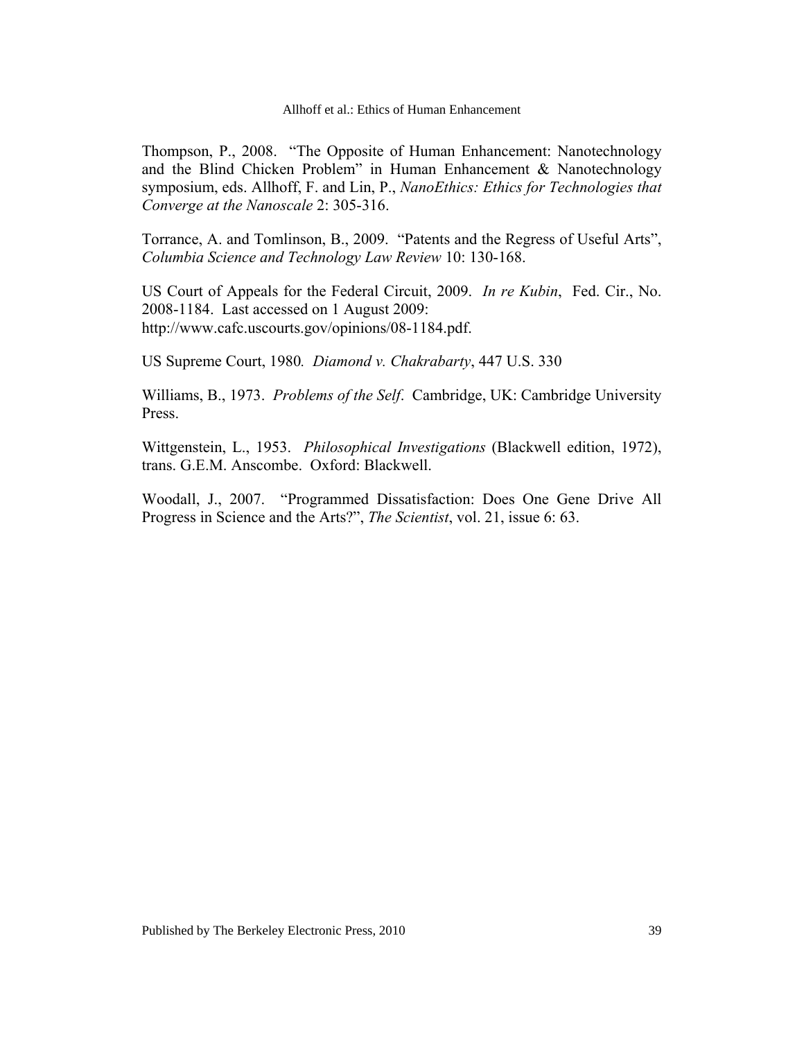Thompson, P., 2008. "The Opposite of Human Enhancement: Nanotechnology and the Blind Chicken Problem" in Human Enhancement & Nanotechnology symposium, eds. Allhoff, F. and Lin, P., *NanoEthics: Ethics for Technologies that Converge at the Nanoscale* 2: 305-316.

Torrance, A. and Tomlinson, B., 2009. "Patents and the Regress of Useful Arts", *Columbia Science and Technology Law Review* 10: 130-168.

US Court of Appeals for the Federal Circuit, 2009. *In re Kubin*, Fed. Cir., No. 2008-1184. Last accessed on 1 August 2009: http://www.cafc.uscourts.gov/opinions/08-1184.pdf.

US Supreme Court, 1980*.* *Diamond v. Chakrabarty*, 447 U.S. 330

Williams, B., 1973. *Problems of the Self*. Cambridge, UK: Cambridge University Press.

Wittgenstein, L., 1953. *Philosophical Investigations* (Blackwell edition, 1972), trans. G.E.M. Anscombe. Oxford: Blackwell.

Woodall, J., 2007. "Programmed Dissatisfaction: Does One Gene Drive All Progress in Science and the Arts?", *The Scientist*, vol. 21, issue 6: 63.